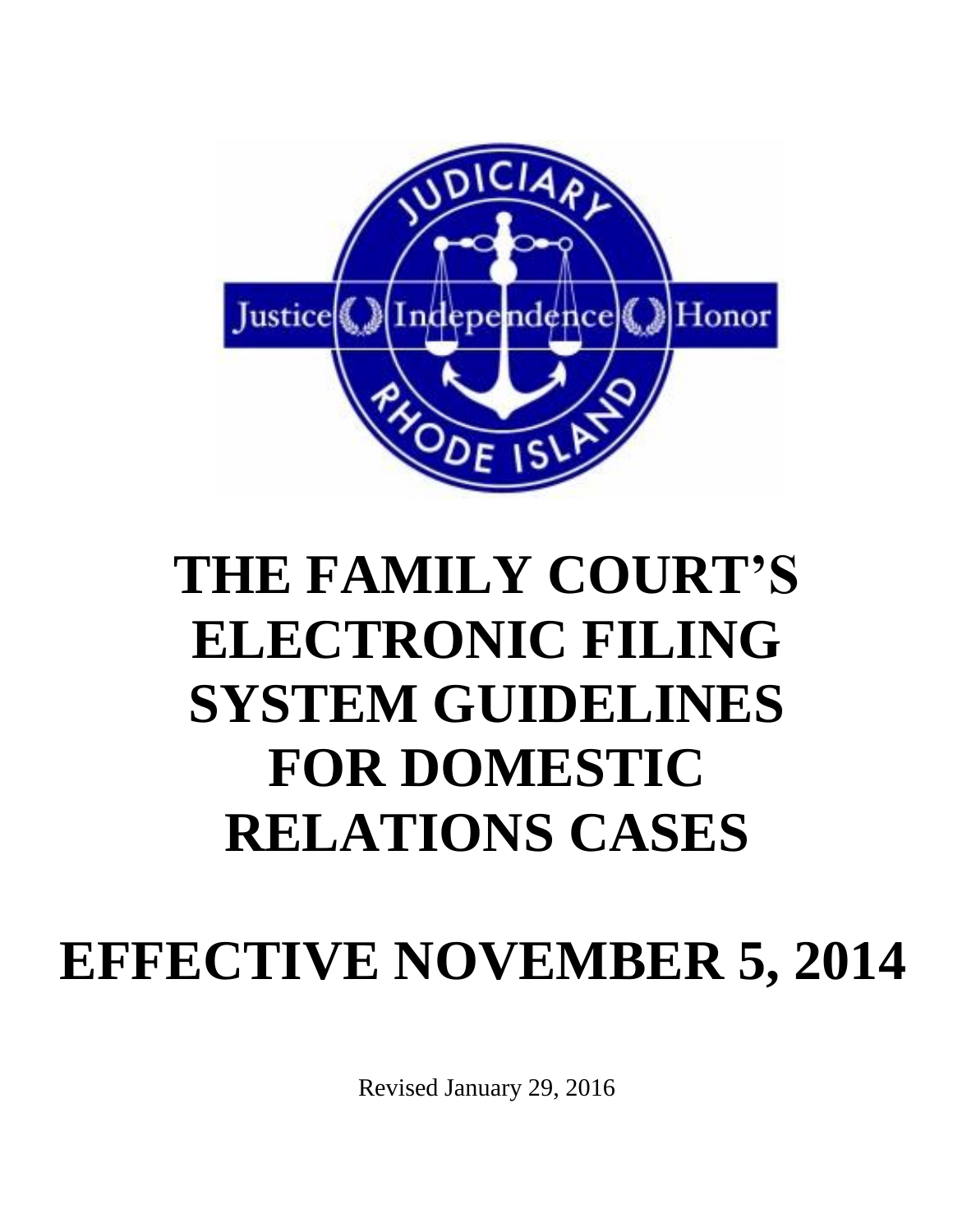# THE FAMILY COURT'S ELECTRONIC FILING SYSTEM GUIDELINES FOR DOMESTIC RELATIONS CASES

# EFFECTIVE NOVEMBER 5, 2014

Revised January 29, 2016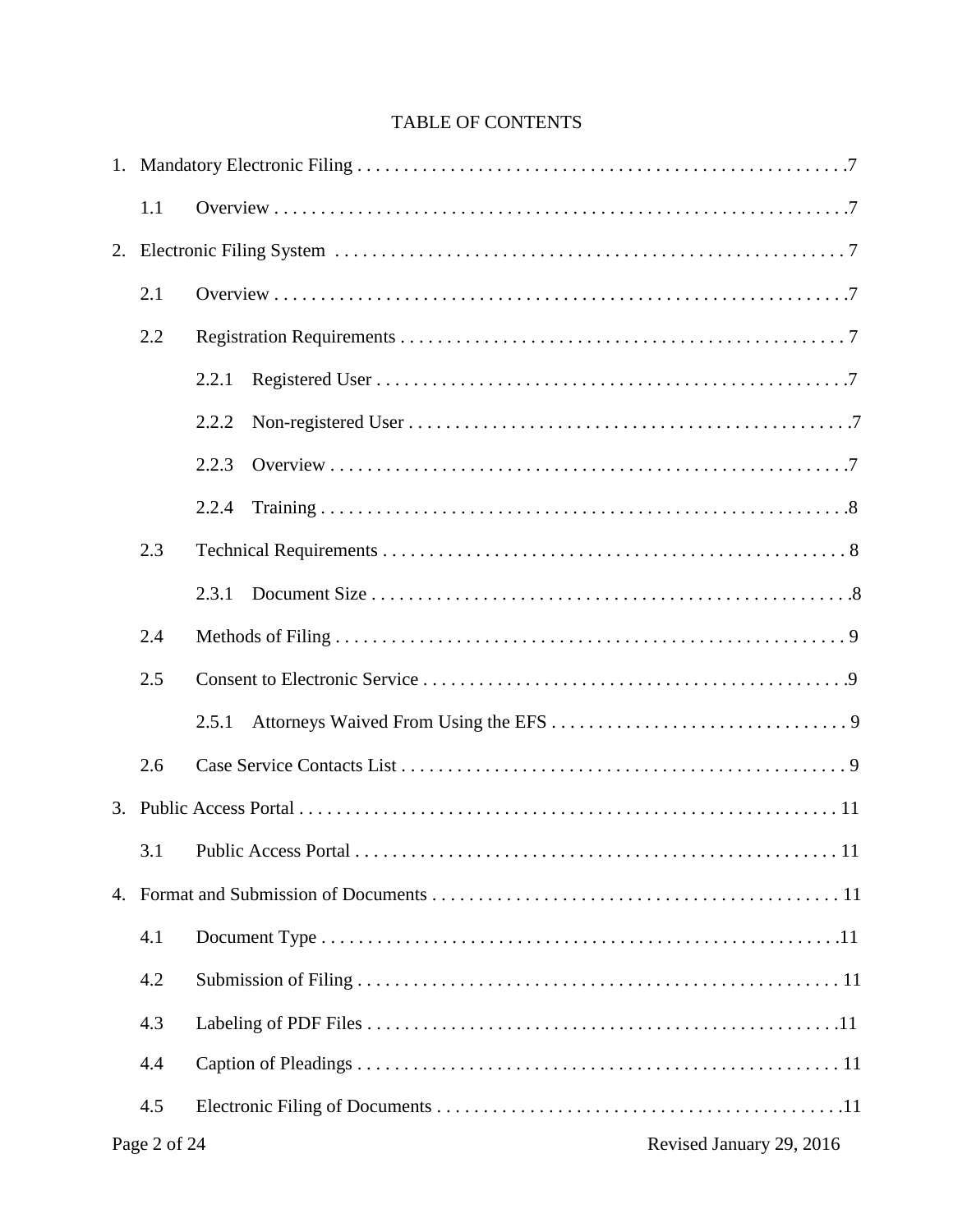# TABLE OF CONTENTS

1. Mandatory Electronic Filing . . . . . . . . . . . . . . . . . . . . . . . . . . . . . . . . . . . . . . . . . . . . . . . . . . . 7
    - 1.1 Overview . . . . . . . . . . . . . . . . . . . . . . . . . . . . . . . . . . . . . . . . . . . . . . . . . . . . . . . . . . . . . 7
2. Electronic Filing System . . . . . . . . . . . . . . . . . . . . . . . . . . . . . . . . . . . . . . . . . . . . . . . . . . . . . 7
    - 2.1 Overview . . . . . . . . . . . . . . . . . . . . . . . . . . . . . . . . . . . . . . . . . . . . . . . . . . . . . . . . . . . . . 7
    - 2.2 Registration Requirements . . . . . . . . . . . . . . . . . . . . . . . . . . . . . . . . . . . . . . . . . . . . . . . 7
        - 2.2.1 Registered User . . . . . . . . . . . . . . . . . . . . . . . . . . . . . . . . . . . . . . . . . . . . . . . . . . 7
        - 2.2.2 Non-registered User . . . . . . . . . . . . . . . . . . . . . . . . . . . . . . . . . . . . . . . . . . . . . . . 7
        - 2.2.3 Overview . . . . . . . . . . . . . . . . . . . . . . . . . . . . . . . . . . . . . . . . . . . . . . . . . . . . . . . 7
        - 2.2.4 Training . . . . . . . . . . . . . . . . . . . . . . . . . . . . . . . . . . . . . . . . . . . . . . . . . . . . . . . . 8
    - 2.3 Technical Requirements . . . . . . . . . . . . . . . . . . . . . . . . . . . . . . . . . . . . . . . . . . . . . . . . . 8
        - 2.3.1 Document Size . . . . . . . . . . . . . . . . . . . . . . . . . . . . . . . . . . . . . . . . . . . . . . . . . . . 8
    - 2.4 Methods of Filing . . . . . . . . . . . . . . . . . . . . . . . . . . . . . . . . . . . . . . . . . . . . . . . . . . . . . 9
    - 2.5 Consent to Electronic Service . . . . . . . . . . . . . . . . . . . . . . . . . . . . . . . . . . . . . . . . . . . . 9
        - 2.5.1 Attorneys Waived From Using the EFS . . . . . . . . . . . . . . . . . . . . . . . . . . . . . . . 9
    - 2.6 Case Service Contacts List . . . . . . . . . . . . . . . . . . . . . . . . . . . . . . . . . . . . . . . . . . . . . . 9
3. Public Access Portal . . . . . . . . . . . . . . . . . . . . . . . . . . . . . . . . . . . . . . . . . . . . . . . . . . . . . . . 11
    - 3.1 Public Access Portal . . . . . . . . . . . . . . . . . . . . . . . . . . . . . . . . . . . . . . . . . . . . . . . . . . . 11
4. Format and Submission of Documents . . . . . . . . . . . . . . . . . . . . . . . . . . . . . . . . . . . . . . . . . . 11
    - 4.1 Document Type . . . . . . . . . . . . . . . . . . . . . . . . . . . . . . . . . . . . . . . . . . . . . . . . . . . . . . . 11
    - 4.2 Submission of Filing . . . . . . . . . . . . . . . . . . . . . . . . . . . . . . . . . . . . . . . . . . . . . . . . . . . 11
    - 4.3 Labeling of PDF Files . . . . . . . . . . . . . . . . . . . . . . . . . . . . . . . . . . . . . . . . . . . . . . . . . . 11
    - 4.4 Caption of Pleadings . . . . . . . . . . . . . . . . . . . . . . . . . . . . . . . . . . . . . . . . . . . . . . . . . . . 11
    - 4.5 Electronic Filing of Documents . . . . . . . . . . . . . . . . . . . . . . . . . . . . . . . . . . . . . . . . . . . 11

Revised January 29, 2016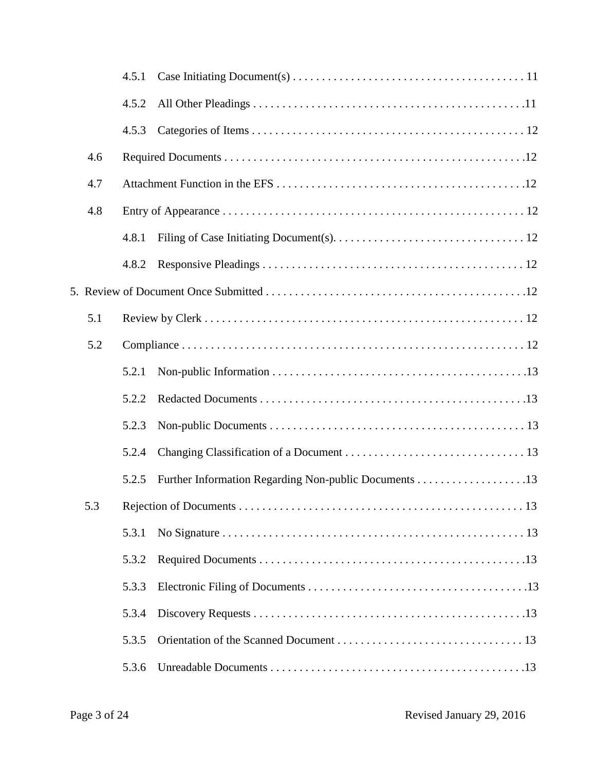4.5.1 Case Initiating Document(s) . . . . . . . . . . . . . . . . . . . . . . . . . . . . . . . . . . . . . . . 11

4.5.2 All Other Pleadings . . . . . . . . . . . . . . . . . . . . . . . . . . . . . . . . . . . . . . . . . . . . . .11

4.5.3 Categories of Items . . . . . . . . . . . . . . . . . . . . . . . . . . . . . . . . . . . . . . . . . . . . . . 12

4.6 Required Documents . . . . . . . . . . . . . . . . . . . . . . . . . . . . . . . . . . . . . . . . . . . . . . . . . . .12

4.7 Attachment Function in the EFS . . . . . . . . . . . . . . . . . . . . . . . . . . . . . . . . . . . . . . . . . .12

4.8 Entry of Appearance . . . . . . . . . . . . . . . . . . . . . . . . . . . . . . . . . . . . . . . . . . . . . . . . . . . 12

4.8.1 Filing of Case Initiating Document(s). . . . . . . . . . . . . . . . . . . . . . . . . . . . . . . . . 12

4.8.2 Responsive Pleadings . . . . . . . . . . . . . . . . . . . . . . . . . . . . . . . . . . . . . . . . . . . . . 12

5. Review of Document Once Submitted . . . . . . . . . . . . . . . . . . . . . . . . . . . . . . . . . . . . . . . . . . . . .12

5.1 Review by Clerk . . . . . . . . . . . . . . . . . . . . . . . . . . . . . . . . . . . . . . . . . . . . . . . . . . . . . . 12

5.2 Compliance . . . . . . . . . . . . . . . . . . . . . . . . . . . . . . . . . . . . . . . . . . . . . . . . . . . . . . . . . . . 12

5.2.1 Non-public Information . . . . . . . . . . . . . . . . . . . . . . . . . . . . . . . . . . . . . . . . . . . .13

5.2.2 Redacted Documents . . . . . . . . . . . . . . . . . . . . . . . . . . . . . . . . . . . . . . . . . . . . . .13

5.2.3 Non-public Documents . . . . . . . . . . . . . . . . . . . . . . . . . . . . . . . . . . . . . . . . . . . . 13

5.2.4 Changing Classification of a Document . . . . . . . . . . . . . . . . . . . . . . . . . . . . . . . 13

5.2.5 Further Information Regarding Non-public Documents . . . . . . . . . . . . . . . . . . .13

5.3 Rejection of Documents . . . . . . . . . . . . . . . . . . . . . . . . . . . . . . . . . . . . . . . . . . . . . . . . . 13

5.3.1 No Signature . . . . . . . . . . . . . . . . . . . . . . . . . . . . . . . . . . . . . . . . . . . . . . . . . . . . 13

5.3.2 Required Documents . . . . . . . . . . . . . . . . . . . . . . . . . . . . . . . . . . . . . . . . . . . . . .13

5.3.3 Electronic Filing of Documents . . . . . . . . . . . . . . . . . . . . . . . . . . . . . . . . . . . . . .13

5.3.4 Discovery Requests . . . . . . . . . . . . . . . . . . . . . . . . . . . . . . . . . . . . . . . . . . . . . . .13

5.3.5 Orientation of the Scanned Document . . . . . . . . . . . . . . . . . . . . . . . . . . . . . . . . 13

5.3.6 Unreadable Documents . . . . . . . . . . . . . . . . . . . . . . . . . . . . . . . . . . . . . . . . . . . .13

Revised January 29, 2016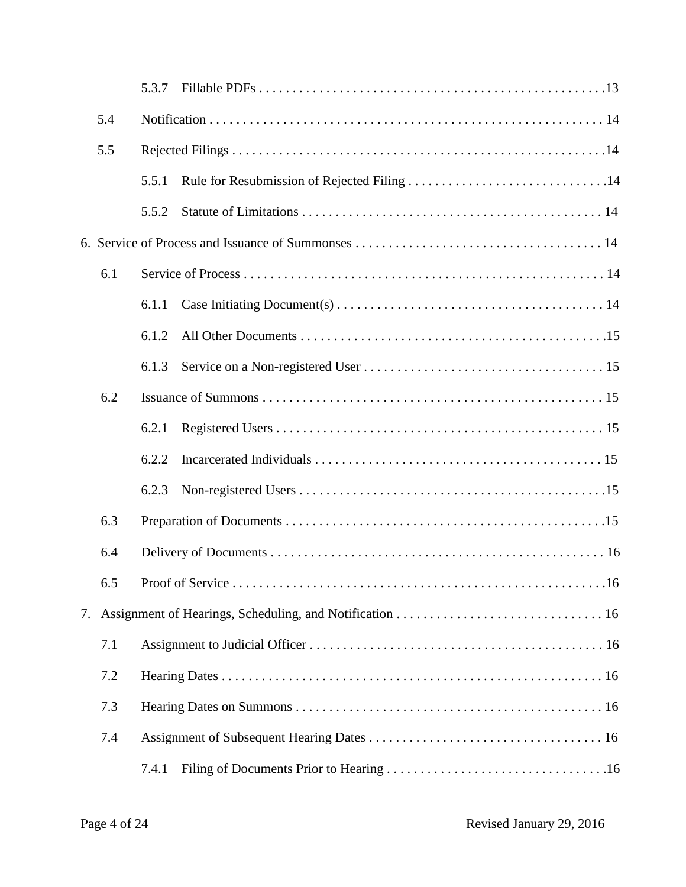- 5.3.7 Fillable PDFs . . . . . . . . . . . . . . . . . . . . . . . . . . . . . . . . . . . . . . . . . . . . . . . . . . .13
- 5.4 Notification . . . . . . . . . . . . . . . . . . . . . . . . . . . . . . . . . . . . . . . . . . . . . . . . . . . . . . . . . . . 14
- 5.5 Rejected Filings . . . . . . . . . . . . . . . . . . . . . . . . . . . . . . . . . . . . . . . . . . . . . . . . . . . . . . . .14
  - 5.5.1 Rule for Resubmission of Rejected Filing . . . . . . . . . . . . . . . . . . . . . . . . . . . . . .14
  - 5.5.2 Statute of Limitations . . . . . . . . . . . . . . . . . . . . . . . . . . . . . . . . . . . . . . . . . . . . . 14

6. Service of Process and Issuance of Summonses . . . . . . . . . . . . . . . . . . . . . . . . . . . . . . . . . . . . . 14

- 6.1 Service of Process . . . . . . . . . . . . . . . . . . . . . . . . . . . . . . . . . . . . . . . . . . . . . . . . . . . . . . 14
  - 6.1.1 Case Initiating Document(s) . . . . . . . . . . . . . . . . . . . . . . . . . . . . . . . . . . . . . . . . 14
  - 6.1.2 All Other Documents . . . . . . . . . . . . . . . . . . . . . . . . . . . . . . . . . . . . . . . . . . . . . .15
  - 6.1.3 Service on a Non-registered User . . . . . . . . . . . . . . . . . . . . . . . . . . . . . . . . . . . . 15
- 6.2 Issuance of Summons . . . . . . . . . . . . . . . . . . . . . . . . . . . . . . . . . . . . . . . . . . . . . . . . . . . 15
  - 6.2.1 Registered Users . . . . . . . . . . . . . . . . . . . . . . . . . . . . . . . . . . . . . . . . . . . . . . . . . 15
  - 6.2.2 Incarcerated Individuals . . . . . . . . . . . . . . . . . . . . . . . . . . . . . . . . . . . . . . . . . . . 15
  - 6.2.3 Non-registered Users . . . . . . . . . . . . . . . . . . . . . . . . . . . . . . . . . . . . . . . . . . . . . .15
- 6.3 Preparation of Documents . . . . . . . . . . . . . . . . . . . . . . . . . . . . . . . . . . . . . . . . . . . . . . . .15
- 6.4 Delivery of Documents . . . . . . . . . . . . . . . . . . . . . . . . . . . . . . . . . . . . . . . . . . . . . . . . . . 16
- 6.5 Proof of Service . . . . . . . . . . . . . . . . . . . . . . . . . . . . . . . . . . . . . . . . . . . . . . . . . . . . . . . .16

7. Assignment of Hearings, Scheduling, and Notification . . . . . . . . . . . . . . . . . . . . . . . . . . . . . . . 16

- 7.1 Assignment to Judicial Officer . . . . . . . . . . . . . . . . . . . . . . . . . . . . . . . . . . . . . . . . . . . . 16
- 7.2 Hearing Dates . . . . . . . . . . . . . . . . . . . . . . . . . . . . . . . . . . . . . . . . . . . . . . . . . . . . . . . . . 16
- 7.3 Hearing Dates on Summons . . . . . . . . . . . . . . . . . . . . . . . . . . . . . . . . . . . . . . . . . . . . . . 16
- 7.4 Assignment of Subsequent Hearing Dates . . . . . . . . . . . . . . . . . . . . . . . . . . . . . . . . . . . 16
  - 7.4.1 Filing of Documents Prior to Hearing . . . . . . . . . . . . . . . . . . . . . . . . . . . . . . . . .16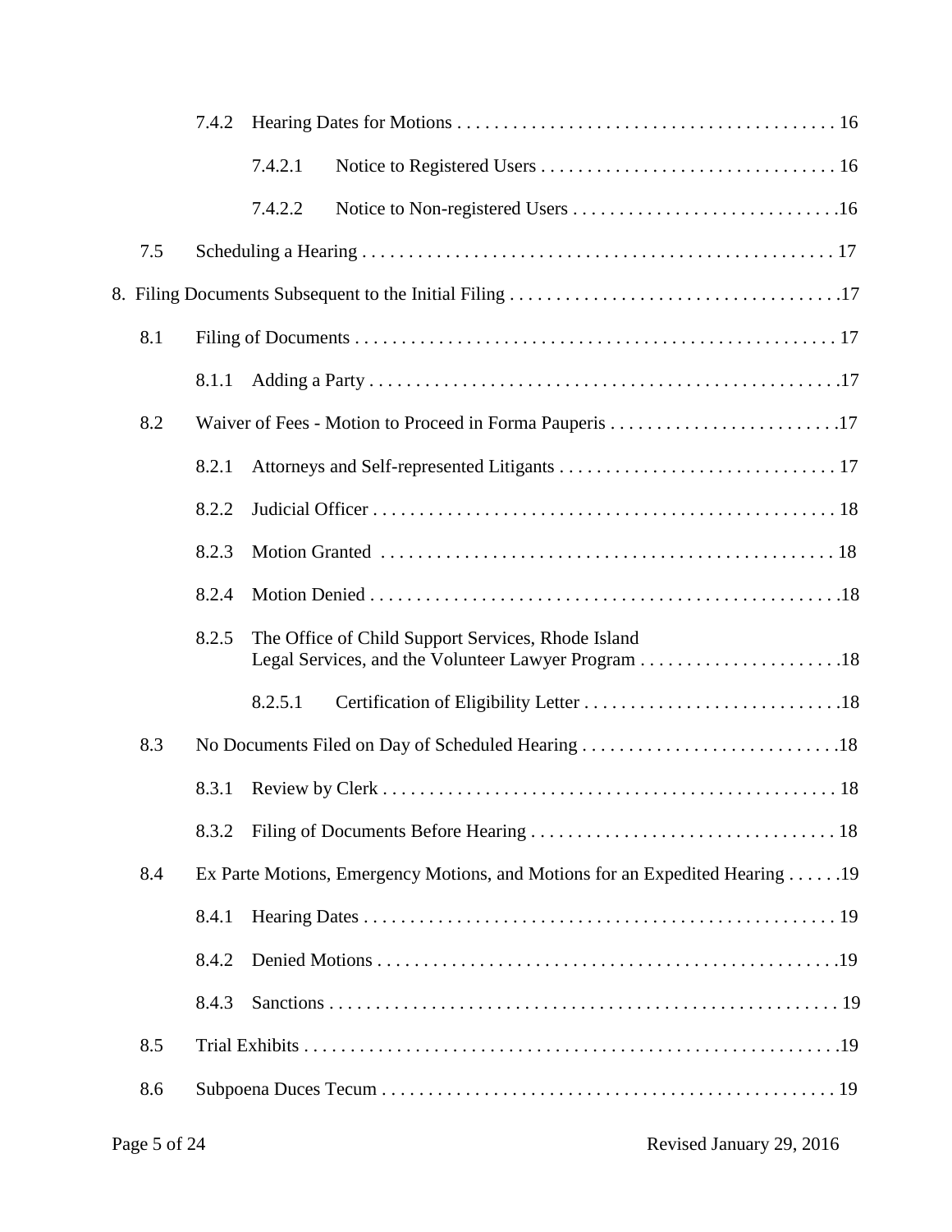7.4.2 Hearing Dates for Motions . . . . . . . . . . . . . . . . . . . . . . . . . . . . . . . . . . . . . . . . . 16

7.4.2.1 Notice to Registered Users . . . . . . . . . . . . . . . . . . . . . . . . . . . . . . . . 16

7.4.2.2 Notice to Non-registered Users . . . . . . . . . . . . . . . . . . . . . . . . . . . . .16

7.5 Scheduling a Hearing . . . . . . . . . . . . . . . . . . . . . . . . . . . . . . . . . . . . . . . . . . . . . . . . . . . 17

8. Filing Documents Subsequent to the Initial Filing . . . . . . . . . . . . . . . . . . . . . . . . . . . . . . . . . . . .17

8.1 Filing of Documents . . . . . . . . . . . . . . . . . . . . . . . . . . . . . . . . . . . . . . . . . . . . . . . . . . . . 17

8.1.1 Adding a Party . . . . . . . . . . . . . . . . . . . . . . . . . . . . . . . . . . . . . . . . . . . . . . . . . . .17

8.2 Waiver of Fees - Motion to Proceed in Forma Pauperis . . . . . . . . . . . . . . . . . . . . . . . . . .17

8.2.1 Attorneys and Self-represented Litigants . . . . . . . . . . . . . . . . . . . . . . . . . . . . . . . 17

8.2.2 Judicial Officer . . . . . . . . . . . . . . . . . . . . . . . . . . . . . . . . . . . . . . . . . . . . . . . . . . 18

8.2.3 Motion Granted . . . . . . . . . . . . . . . . . . . . . . . . . . . . . . . . . . . . . . . . . . . . . . . . . 18

8.2.4 Motion Denied . . . . . . . . . . . . . . . . . . . . . . . . . . . . . . . . . . . . . . . . . . . . . . . . . . .18

8.2.5 The Office of Child Support Services, Rhode Island Legal Services, and the Volunteer Lawyer Program . . . . . . . . . . . . . . . . . . . . . . .18

8.2.5.1 Certification of Eligibility Letter . . . . . . . . . . . . . . . . . . . . . . . . . . . .18

8.3 No Documents Filed on Day of Scheduled Hearing . . . . . . . . . . . . . . . . . . . . . . . . . . . .18

8.3.1 Review by Clerk . . . . . . . . . . . . . . . . . . . . . . . . . . . . . . . . . . . . . . . . . . . . . . . . . 18

8.3.2 Filing of Documents Before Hearing . . . . . . . . . . . . . . . . . . . . . . . . . . . . . . . . . 18

8.4 Ex Parte Motions, Emergency Motions, and Motions for an Expedited Hearing . . . . . .19

8.4.1 Hearing Dates . . . . . . . . . . . . . . . . . . . . . . . . . . . . . . . . . . . . . . . . . . . . . . . . . . . 19

8.4.2 Denied Motions . . . . . . . . . . . . . . . . . . . . . . . . . . . . . . . . . . . . . . . . . . . . . . . . . .19

8.4.3 Sanctions . . . . . . . . . . . . . . . . . . . . . . . . . . . . . . . . . . . . . . . . . . . . . . . . . . . . . . . 19

8.5 Trial Exhibits . . . . . . . . . . . . . . . . . . . . . . . . . . . . . . . . . . . . . . . . . . . . . . . . . . . . . . . . . .19

8.6 Subpoena Duces Tecum . . . . . . . . . . . . . . . . . . . . . . . . . . . . . . . . . . . . . . . . . . . . . . . . . 19

Revised January 29, 2016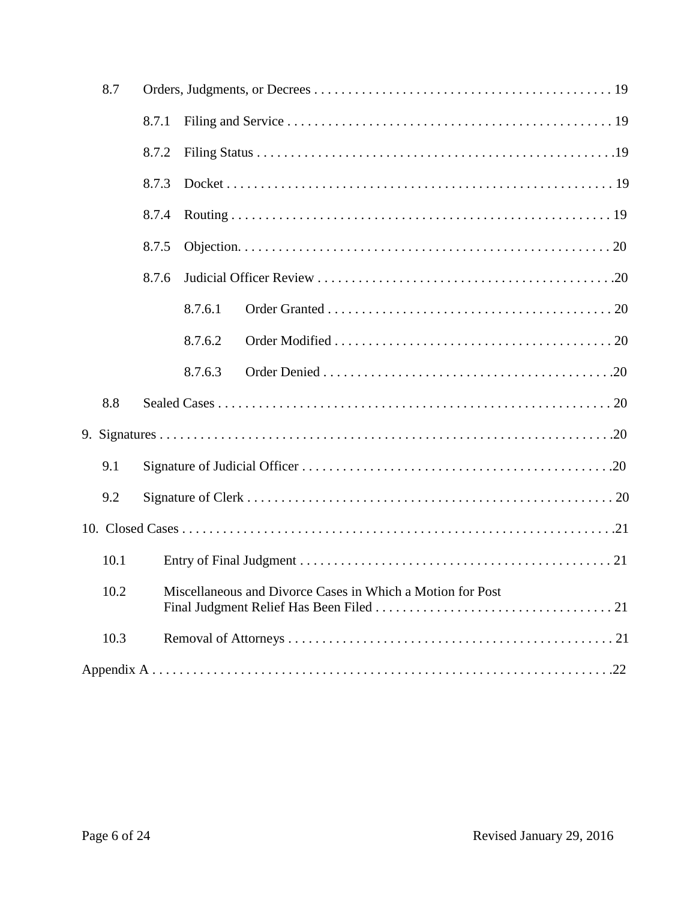8.7 Orders, Judgments, or Decrees . . . . . . . . . . . . . . . . . . . . . . . . . . . . . . . . . . . . . . . . . . . . 19

8.7.1 Filing and Service . . . . . . . . . . . . . . . . . . . . . . . . . . . . . . . . . . . . . . . . . . . . . . . 19

8.7.2 Filing Status . . . . . . . . . . . . . . . . . . . . . . . . . . . . . . . . . . . . . . . . . . . . . . . . . . . . .19

8.7.3 Docket . . . . . . . . . . . . . . . . . . . . . . . . . . . . . . . . . . . . . . . . . . . . . . . . . . . . . . . . . 19

8.7.4 Routing . . . . . . . . . . . . . . . . . . . . . . . . . . . . . . . . . . . . . . . . . . . . . . . . . . . . . . . . 19

8.7.5 Objection. . . . . . . . . . . . . . . . . . . . . . . . . . . . . . . . . . . . . . . . . . . . . . . . . . . . . . . 20

8.7.6 Judicial Officer Review . . . . . . . . . . . . . . . . . . . . . . . . . . . . . . . . . . . . . . . . . . .20

8.7.6.1 Order Granted . . . . . . . . . . . . . . . . . . . . . . . . . . . . . . . . . . . . . . . . . . 20

8.7.6.2 Order Modified . . . . . . . . . . . . . . . . . . . . . . . . . . . . . . . . . . . . . . . . . 20

8.7.6.3 Order Denied . . . . . . . . . . . . . . . . . . . . . . . . . . . . . . . . . . . . . . . . . . .20

8.8 Sealed Cases . . . . . . . . . . . . . . . . . . . . . . . . . . . . . . . . . . . . . . . . . . . . . . . . . . . . . . . . . 20

9. Signatures . . . . . . . . . . . . . . . . . . . . . . . . . . . . . . . . . . . . . . . . . . . . . . . . . . . . . . . . . . . . . . .20

9.1 Signature of Judicial Officer . . . . . . . . . . . . . . . . . . . . . . . . . . . . . . . . . . . . . . . . . . . . . .20

9.2 Signature of Clerk . . . . . . . . . . . . . . . . . . . . . . . . . . . . . . . . . . . . . . . . . . . . . . . . . . . . . 20

10. Closed Cases . . . . . . . . . . . . . . . . . . . . . . . . . . . . . . . . . . . . . . . . . . . . . . . . . . . . . . . . . . . . .21

10.1 Entry of Final Judgment . . . . . . . . . . . . . . . . . . . . . . . . . . . . . . . . . . . . . . . . . . . . . . 21

10.2 Miscellaneous and Divorce Cases in Which a Motion for Post Final Judgment Relief Has Been Filed . . . . . . . . . . . . . . . . . . . . . . . . . . . . . . . . . . . 21

10.3 Removal of Attorneys . . . . . . . . . . . . . . . . . . . . . . . . . . . . . . . . . . . . . . . . . . . . . . . . 21

Appendix A . . . . . . . . . . . . . . . . . . . . . . . . . . . . . . . . . . . . . . . . . . . . . . . . . . . . . . . . . . . . . . . .22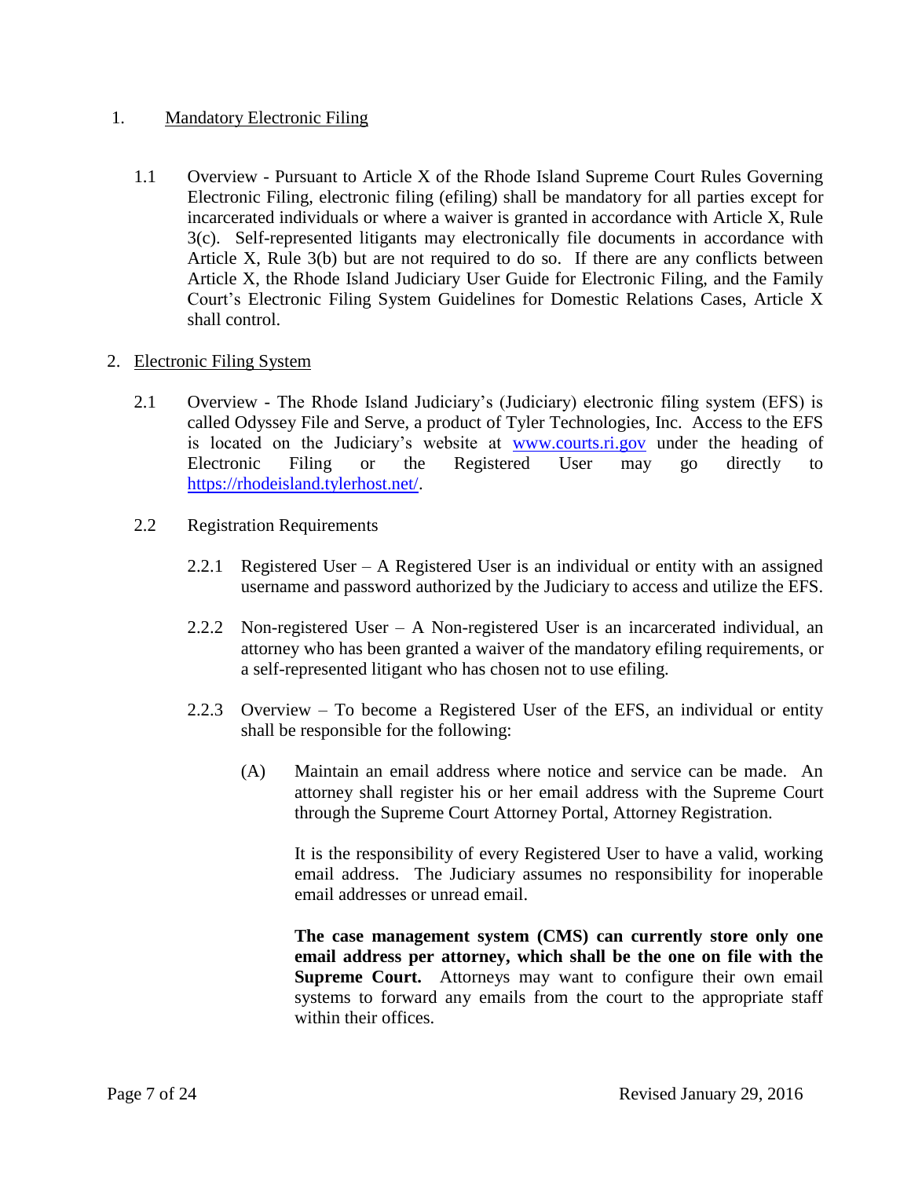## 1. Mandatory Electronic Filing

1.1 Overview - Pursuant to Article X of the Rhode Island Supreme Court Rules Governing Electronic Filing, electronic filing (efiling) shall be mandatory for all parties except for incarcerated individuals or where a waiver is granted in accordance with Article X, Rule 3(c). Self-represented litigants may electronically file documents in accordance with Article X, Rule 3(b) but are not required to do so. If there are any conflicts between Article X, the Rhode Island Judiciary User Guide for Electronic Filing, and the Family Court's Electronic Filing System Guidelines for Domestic Relations Cases, Article X shall control.

## 2. Electronic Filing System

2.1 Overview - The Rhode Island Judiciary's (Judiciary) electronic filing system (EFS) is called Odyssey File and Serve, a product of Tyler Technologies, Inc. Access to the EFS is located on the Judiciary's website at www.courts.ri.gov under the heading of Electronic Filing or the Registered User may go directly to https://rhodeisland.tylerhost.net/.

2.2 Registration Requirements

2.2.1 Registered User – A Registered User is an individual or entity with an assigned username and password authorized by the Judiciary to access and utilize the EFS.

2.2.2 Non-registered User – A Non-registered User is an incarcerated individual, an attorney who has been granted a waiver of the mandatory efiling requirements, or a self-represented litigant who has chosen not to use efiling.

2.2.3 Overview – To become a Registered User of the EFS, an individual or entity shall be responsible for the following:

(A) Maintain an email address where notice and service can be made. An attorney shall register his or her email address with the Supreme Court through the Supreme Court Attorney Portal, Attorney Registration.

It is the responsibility of every Registered User to have a valid, working email address. The Judiciary assumes no responsibility for inoperable email addresses or unread email.

**The case management system (CMS) can currently store only one email address per attorney, which shall be the one on file with the Supreme Court.** Attorneys may want to configure their own email systems to forward any emails from the court to the appropriate staff within their offices.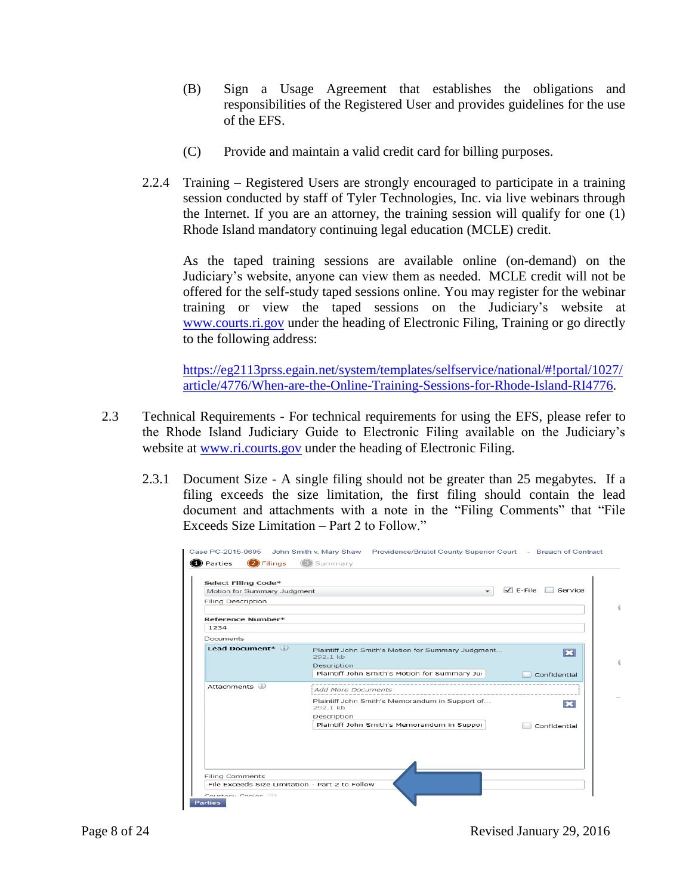(B) Sign a Usage Agreement that establishes the obligations and responsibilities of the Registered User and provides guidelines for the use of the EFS.

(C) Provide and maintain a valid credit card for billing purposes.

2.2.4 Training – Registered Users are strongly encouraged to participate in a training session conducted by staff of Tyler Technologies, Inc. via live webinars through the Internet. If you are an attorney, the training session will qualify for one (1) Rhode Island mandatory continuing legal education (MCLE) credit.

As the taped training sessions are available online (on-demand) on the Judiciary's website, anyone can view them as needed. MCLE credit will not be offered for the self-study taped sessions online. You may register for the webinar training or view the taped sessions on the Judiciary's website at [www.courts.ri.gov](http://www.courts.ri.gov) under the heading of Electronic Filing, Training or go directly to the following address:

[https://eg2113prss.egain.net/system/templates/selfservice/national/#!portal/1027/article/4776/When-are-the-Online-Training-Sessions-for-Rhode-Island-RI4776](https://eg2113prss.egain.net/system/templates/selfservice/national/#!portal/1027/article/4776/When-are-the-Online-Training-Sessions-for-Rhode-Island-RI4776).

2.3 Technical Requirements - For technical requirements for using the EFS, please refer to the Rhode Island Judiciary Guide to Electronic Filing available on the Judiciary's website at [www.ri.courts.gov](http://www.ri.courts.gov) under the heading of Electronic Filing.

2.3.1 Document Size - A single filing should not be greater than 25 megabytes. If a filing exceeds the size limitation, the first filing should contain the lead document and attachments with a note in the "Filing Comments" that "File Exceeds Size Limitation – Part 2 to Follow."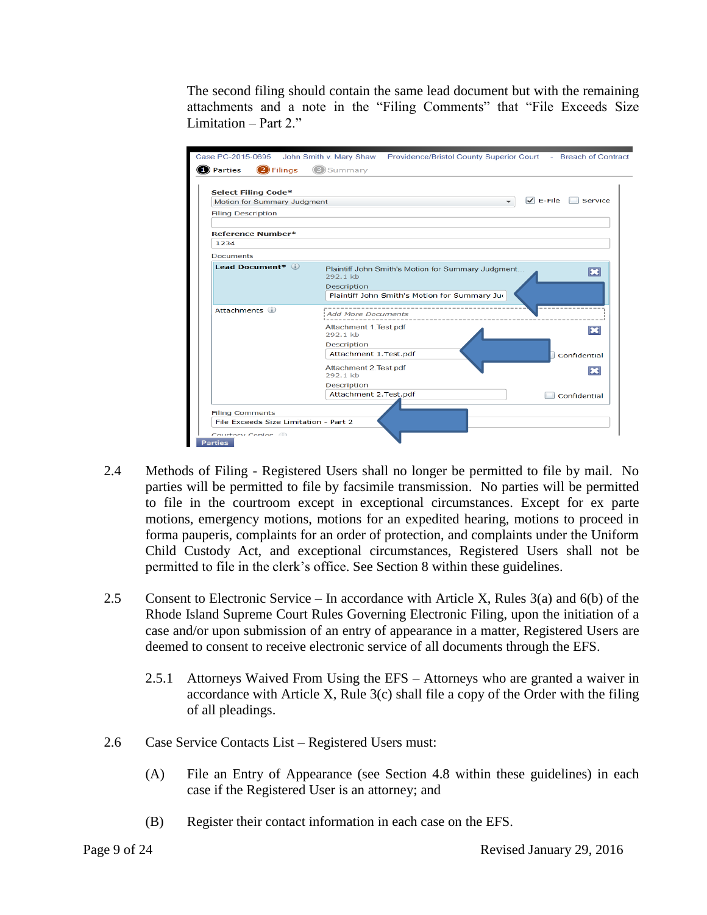The second filing should contain the same lead document but with the remaining attachments and a note in the "Filing Comments" that "File Exceeds Size Limitation – Part 2."

2.4 Methods of Filing - Registered Users shall no longer be permitted to file by mail. No parties will be permitted to file by facsimile transmission. No parties will be permitted to file in the courtroom except in exceptional circumstances. Except for ex parte motions, emergency motions, motions for an expedited hearing, motions to proceed in forma pauperis, complaints for an order of protection, and complaints under the Uniform Child Custody Act, and exceptional circumstances, Registered Users shall not be permitted to file in the clerk's office. See Section 8 within these guidelines.

2.5 Consent to Electronic Service – In accordance with Article X, Rules 3(a) and 6(b) of the Rhode Island Supreme Court Rules Governing Electronic Filing, upon the initiation of a case and/or upon submission of an entry of appearance in a matter, Registered Users are deemed to consent to receive electronic service of all documents through the EFS.

2.5.1 Attorneys Waived From Using the EFS – Attorneys who are granted a waiver in accordance with Article X, Rule 3(c) shall file a copy of the Order with the filing of all pleadings.

2.6 Case Service Contacts List – Registered Users must:

(A) File an Entry of Appearance (see Section 4.8 within these guidelines) in each case if the Registered User is an attorney; and

(B) Register their contact information in each case on the EFS.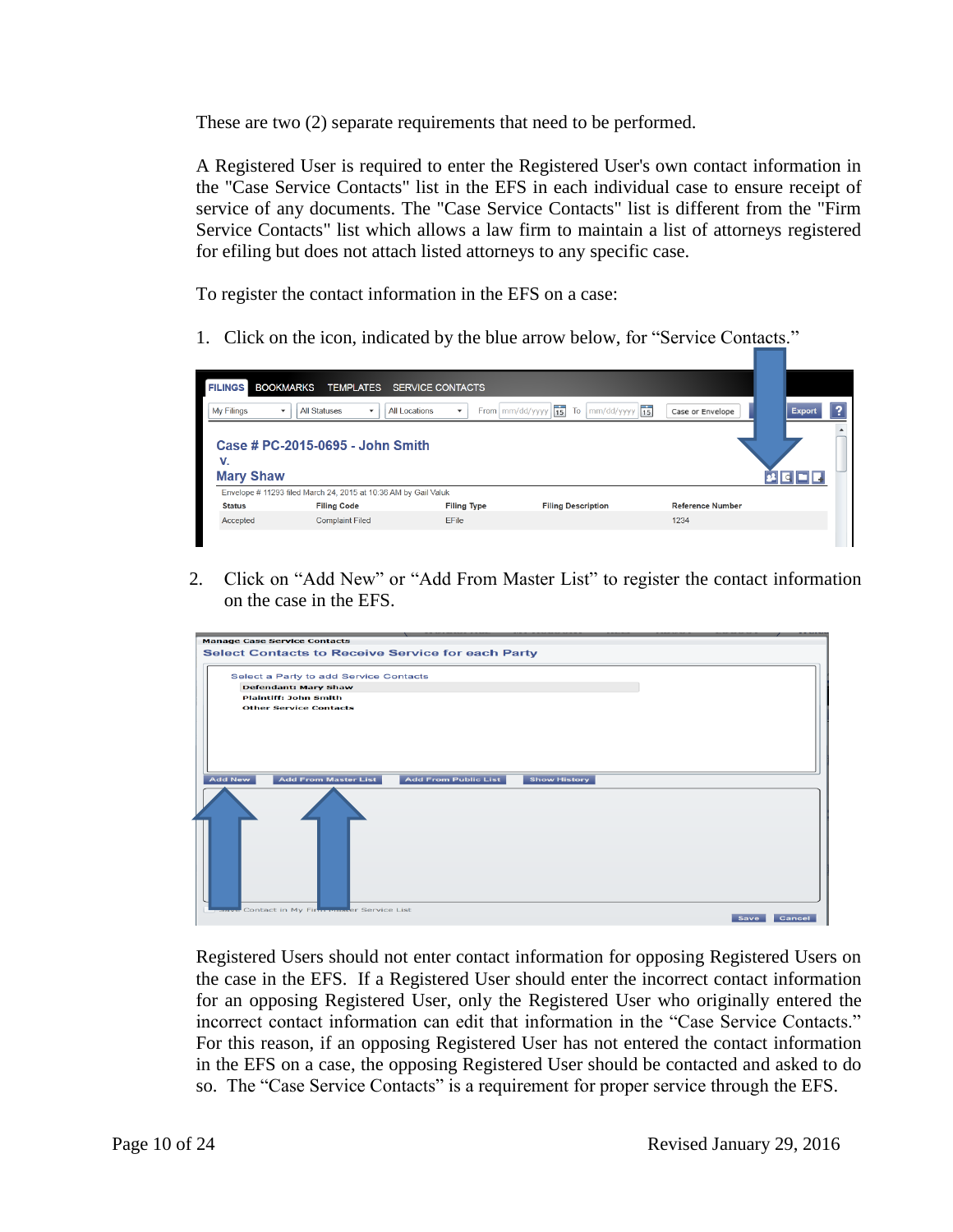These are two (2) separate requirements that need to be performed.

A Registered User is required to enter the Registered User's own contact information in the "Case Service Contacts" list in the EFS in each individual case to ensure receipt of service of any documents. The "Case Service Contacts" list is different from the "Firm Service Contacts" list which allows a law firm to maintain a list of attorneys registered for efiling but does not attach listed attorneys to any specific case.

To register the contact information in the EFS on a case:

1. Click on the icon, indicated by the blue arrow below, for "Service Contacts."

2. Click on "Add New" or "Add From Master List" to register the contact information on the case in the EFS.

Registered Users should not enter contact information for opposing Registered Users on the case in the EFS. If a Registered User should enter the incorrect contact information for an opposing Registered User, only the Registered User who originally entered the incorrect contact information can edit that information in the "Case Service Contacts." For this reason, if an opposing Registered User has not entered the contact information in the EFS on a case, the opposing Registered User should be contacted and asked to do so. The "Case Service Contacts" is a requirement for proper service through the EFS.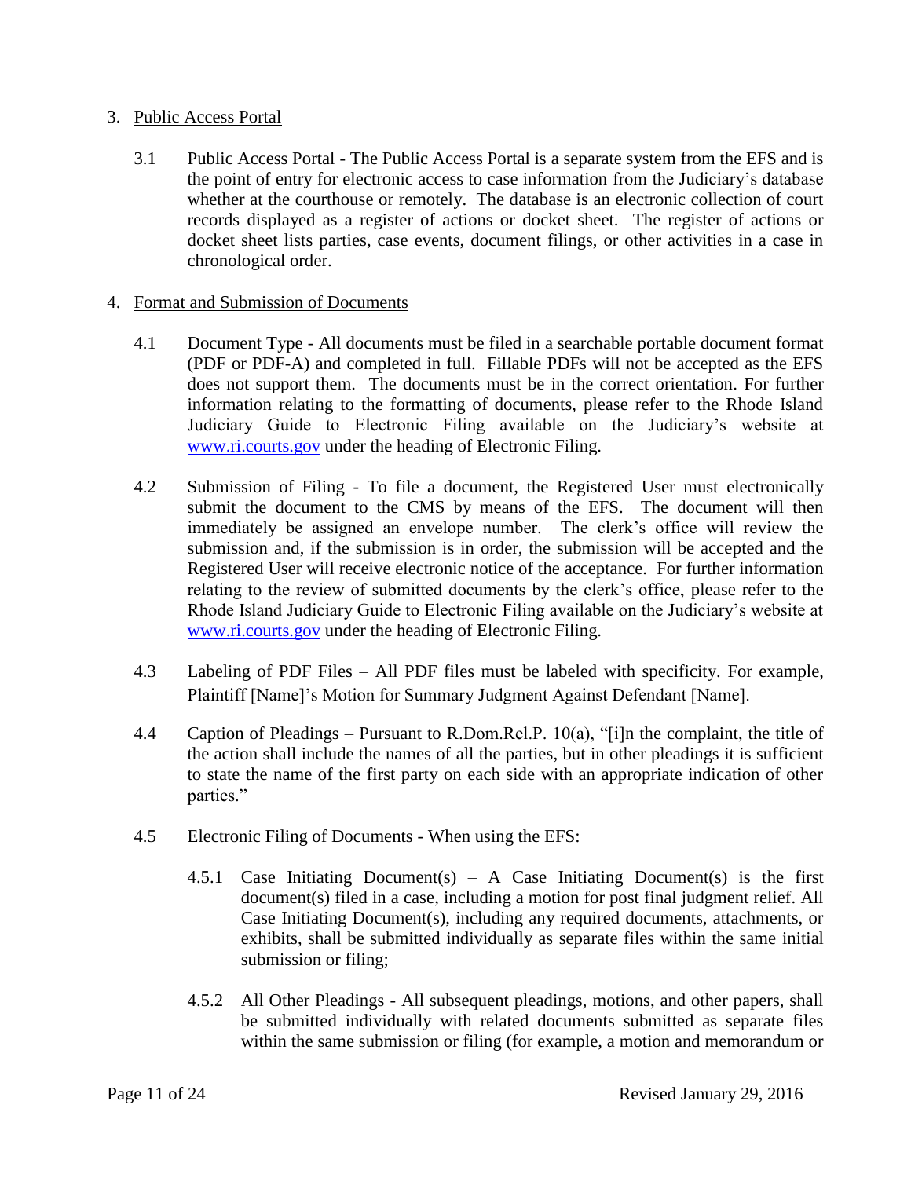3. <u>Public Access Portal</u>

   3.1 Public Access Portal - The Public Access Portal is a separate system from the EFS and is the point of entry for electronic access to case information from the Judiciary's database whether at the courthouse or remotely. The database is an electronic collection of court records displayed as a register of actions or docket sheet. The register of actions or docket sheet lists parties, case events, document filings, or other activities in a case in chronological order.

4. <u>Format and Submission of Documents</u>

   4.1 Document Type - All documents must be filed in a searchable portable document format (PDF or PDF-A) and completed in full. Fillable PDFs will not be accepted as the EFS does not support them. The documents must be in the correct orientation. For further information relating to the formatting of documents, please refer to the Rhode Island Judiciary Guide to Electronic Filing available on the Judiciary's website at [www.ri.courts.gov](http://www.ri.courts.gov) under the heading of Electronic Filing.

   4.2 Submission of Filing - To file a document, the Registered User must electronically submit the document to the CMS by means of the EFS. The document will then immediately be assigned an envelope number. The clerk's office will review the submission and, if the submission is in order, the submission will be accepted and the Registered User will receive electronic notice of the acceptance. For further information relating to the review of submitted documents by the clerk's office, please refer to the Rhode Island Judiciary Guide to Electronic Filing available on the Judiciary's website at [www.ri.courts.gov](http://www.ri.courts.gov) under the heading of Electronic Filing.

   4.3 Labeling of PDF Files – All PDF files must be labeled with specificity. For example, Plaintiff [Name]'s Motion for Summary Judgment Against Defendant [Name].

   4.4 Caption of Pleadings – Pursuant to R.Dom.Rel.P. 10(a), "[i]n the complaint, the title of the action shall include the names of all the parties, but in other pleadings it is sufficient to state the name of the first party on each side with an appropriate indication of other parties."

   4.5 Electronic Filing of Documents - When using the EFS:

      4.5.1 Case Initiating Document(s) – A Case Initiating Document(s) is the first document(s) filed in a case, including a motion for post final judgment relief. All Case Initiating Document(s), including any required documents, attachments, or exhibits, shall be submitted individually as separate files within the same initial submission or filing;

      4.5.2 All Other Pleadings - All subsequent pleadings, motions, and other papers, shall be submitted individually with related documents submitted as separate files within the same submission or filing (for example, a motion and memorandum or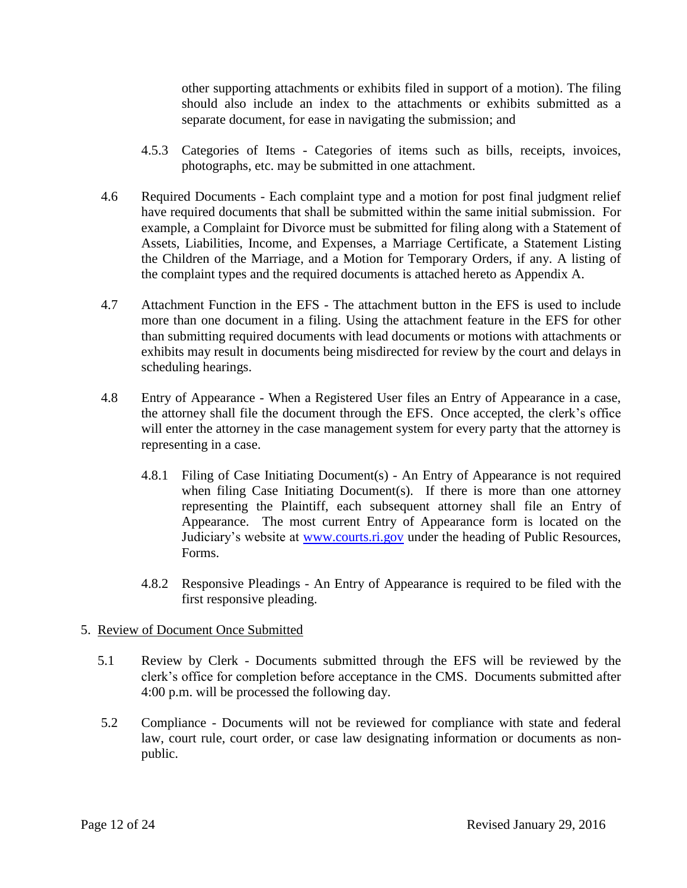other supporting attachments or exhibits filed in support of a motion). The filing should also include an index to the attachments or exhibits submitted as a separate document, for ease in navigating the submission; and

4.5.3 Categories of Items - Categories of items such as bills, receipts, invoices, photographs, etc. may be submitted in one attachment.

4.6 Required Documents - Each complaint type and a motion for post final judgment relief have required documents that shall be submitted within the same initial submission. For example, a Complaint for Divorce must be submitted for filing along with a Statement of Assets, Liabilities, Income, and Expenses, a Marriage Certificate, a Statement Listing the Children of the Marriage, and a Motion for Temporary Orders, if any. A listing of the complaint types and the required documents is attached hereto as Appendix A.

4.7 Attachment Function in the EFS - The attachment button in the EFS is used to include more than one document in a filing. Using the attachment feature in the EFS for other than submitting required documents with lead documents or motions with attachments or exhibits may result in documents being misdirected for review by the court and delays in scheduling hearings.

4.8 Entry of Appearance - When a Registered User files an Entry of Appearance in a case, the attorney shall file the document through the EFS. Once accepted, the clerk's office will enter the attorney in the case management system for every party that the attorney is representing in a case.

4.8.1 Filing of Case Initiating Document(s) - An Entry of Appearance is not required when filing Case Initiating Document(s). If there is more than one attorney representing the Plaintiff, each subsequent attorney shall file an Entry of Appearance. The most current Entry of Appearance form is located on the Judiciary's website at [www.courts.ri.gov](www.courts.ri.gov) under the heading of Public Resources, Forms.

4.8.2 Responsive Pleadings - An Entry of Appearance is required to be filed with the first responsive pleading.

5. <u>Review of Document Once Submitted</u>

5.1 Review by Clerk - Documents submitted through the EFS will be reviewed by the clerk's office for completion before acceptance in the CMS. Documents submitted after 4:00 p.m. will be processed the following day.

5.2 Compliance - Documents will not be reviewed for compliance with state and federal law, court rule, court order, or case law designating information or documents as non-public.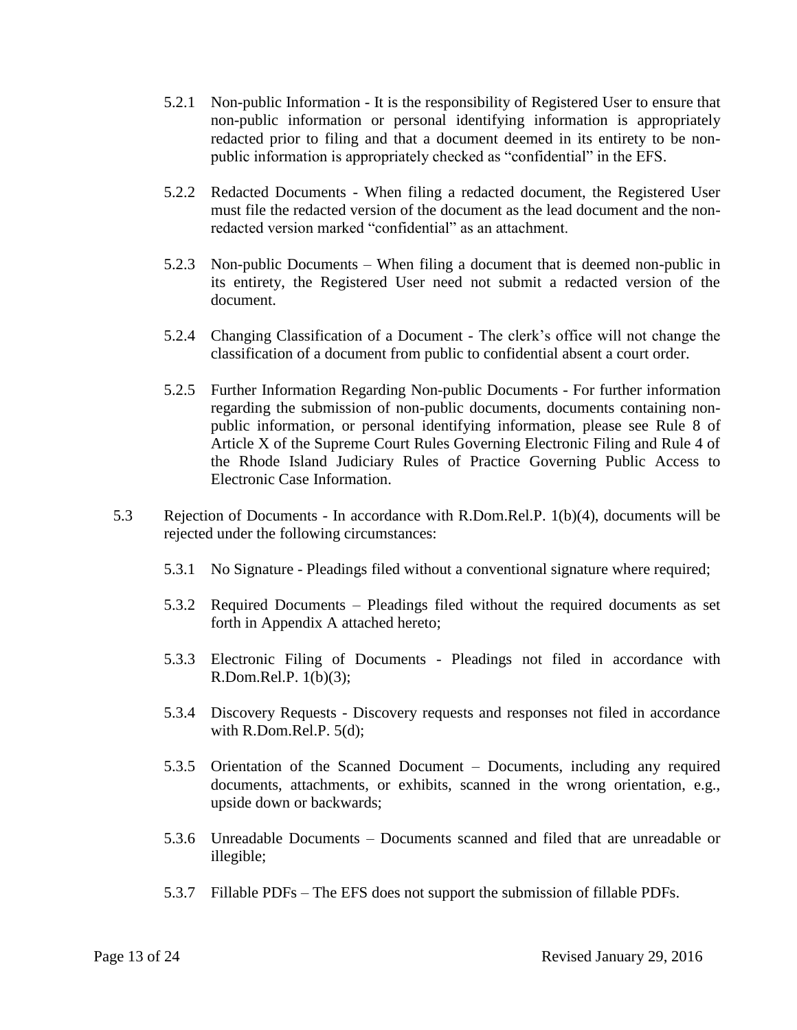5.2.1 Non-public Information - It is the responsibility of Registered User to ensure that non-public information or personal identifying information is appropriately redacted prior to filing and that a document deemed in its entirety to be non-public information is appropriately checked as "confidential" in the EFS.

5.2.2 Redacted Documents - When filing a redacted document, the Registered User must file the redacted version of the document as the lead document and the non-redacted version marked "confidential" as an attachment.

5.2.3 Non-public Documents – When filing a document that is deemed non-public in its entirety, the Registered User need not submit a redacted version of the document.

5.2.4 Changing Classification of a Document - The clerk's office will not change the classification of a document from public to confidential absent a court order.

5.2.5 Further Information Regarding Non-public Documents - For further information regarding the submission of non-public documents, documents containing non-public information, or personal identifying information, please see Rule 8 of Article X of the Supreme Court Rules Governing Electronic Filing and Rule 4 of the Rhode Island Judiciary Rules of Practice Governing Public Access to Electronic Case Information.

5.3 Rejection of Documents - In accordance with R.Dom.Rel.P. 1(b)(4), documents will be rejected under the following circumstances:

5.3.1 No Signature - Pleadings filed without a conventional signature where required;

5.3.2 Required Documents – Pleadings filed without the required documents as set forth in Appendix A attached hereto;

5.3.3 Electronic Filing of Documents - Pleadings not filed in accordance with R.Dom.Rel.P. 1(b)(3);

5.3.4 Discovery Requests - Discovery requests and responses not filed in accordance with R.Dom.Rel.P. 5(d);

5.3.5 Orientation of the Scanned Document – Documents, including any required documents, attachments, or exhibits, scanned in the wrong orientation, e.g., upside down or backwards;

5.3.6 Unreadable Documents – Documents scanned and filed that are unreadable or illegible;

5.3.7 Fillable PDFs – The EFS does not support the submission of fillable PDFs.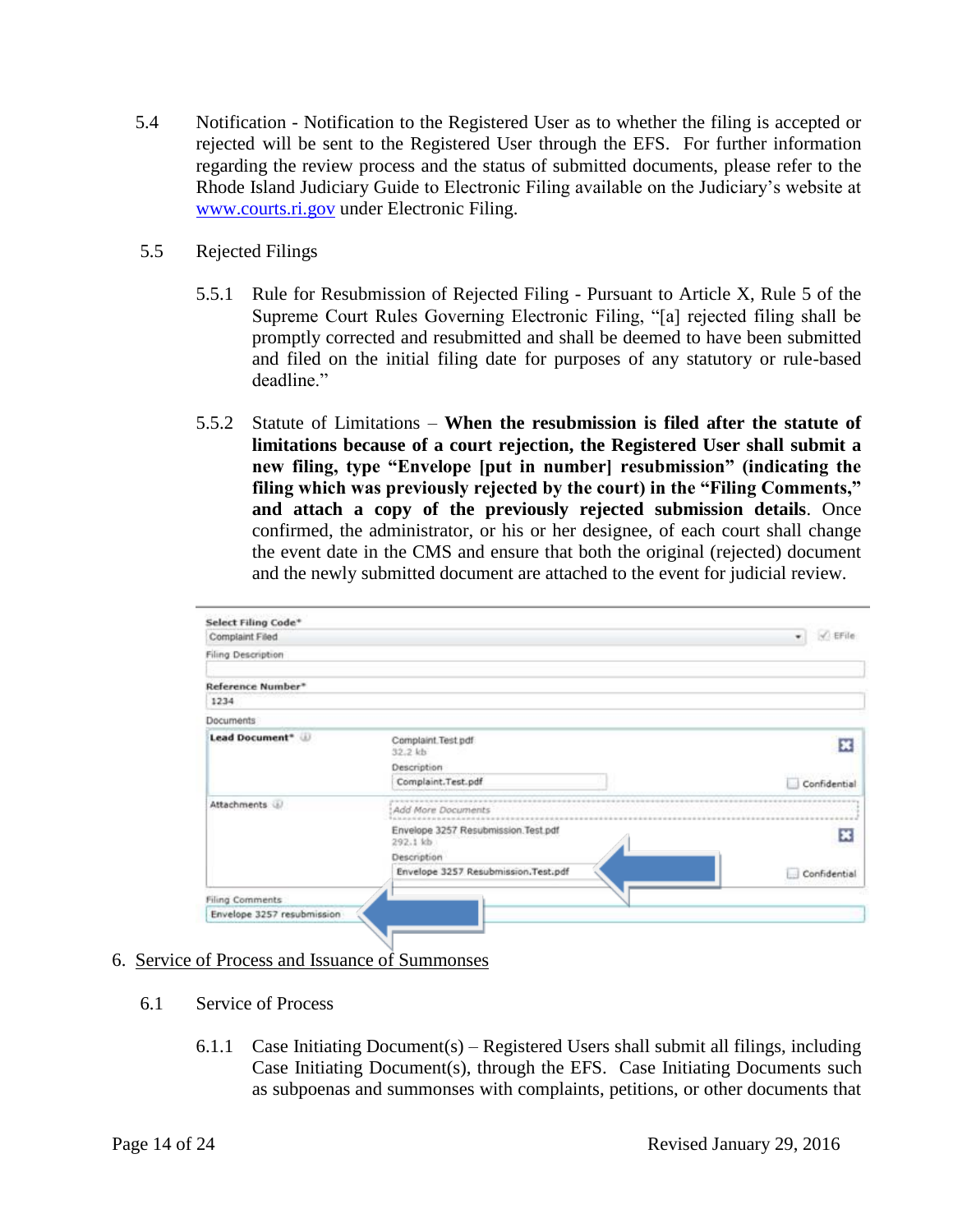5.4 Notification - Notification to the Registered User as to whether the filing is accepted or rejected will be sent to the Registered User through the EFS. For further information regarding the review process and the status of submitted documents, please refer to the Rhode Island Judiciary Guide to Electronic Filing available on the Judiciary's website at [www.courts.ri.gov](http://www.courts.ri.gov) under Electronic Filing.

5.5 Rejected Filings

5.5.1 Rule for Resubmission of Rejected Filing - Pursuant to Article X, Rule 5 of the Supreme Court Rules Governing Electronic Filing, "[a] rejected filing shall be promptly corrected and resubmitted and shall be deemed to have been submitted and filed on the initial filing date for purposes of any statutory or rule-based deadline."

5.5.2 Statute of Limitations – **When the resubmission is filed after the statute of limitations because of a court rejection, the Registered User shall submit a new filing, type "Envelope [put in number] resubmission" (indicating the filing which was previously rejected by the court) in the "Filing Comments," and attach a copy of the previously rejected submission details**. Once confirmed, the administrator, or his or her designee, of each court shall change the event date in the CMS and ensure that both the original (rejected) document and the newly submitted document are attached to the event for judicial review.

Select Filing Code*
Complaint Filed ✓ EFile
Filing Description

Reference Number*
1234

Documents

| | | |
|---|---|---|
| Lead Document* | Complaint.Test.pdf 32.2 kb Description: Complaint.Test.pdf | Confidential |
| Attachments | Add More Documents | |
| | Envelope 3257 Resubmission.Test.pdf 292.1 kb Description: Envelope 3257 Resubmission.Test.pdf | Confidential |

Filing Comments
Envelope 3257 resubmission

## 6. Service of Process and Issuance of Summonses

6.1 Service of Process

6.1.1 Case Initiating Document(s) – Registered Users shall submit all filings, including Case Initiating Document(s), through the EFS. Case Initiating Documents such as subpoenas and summonses with complaints, petitions, or other documents that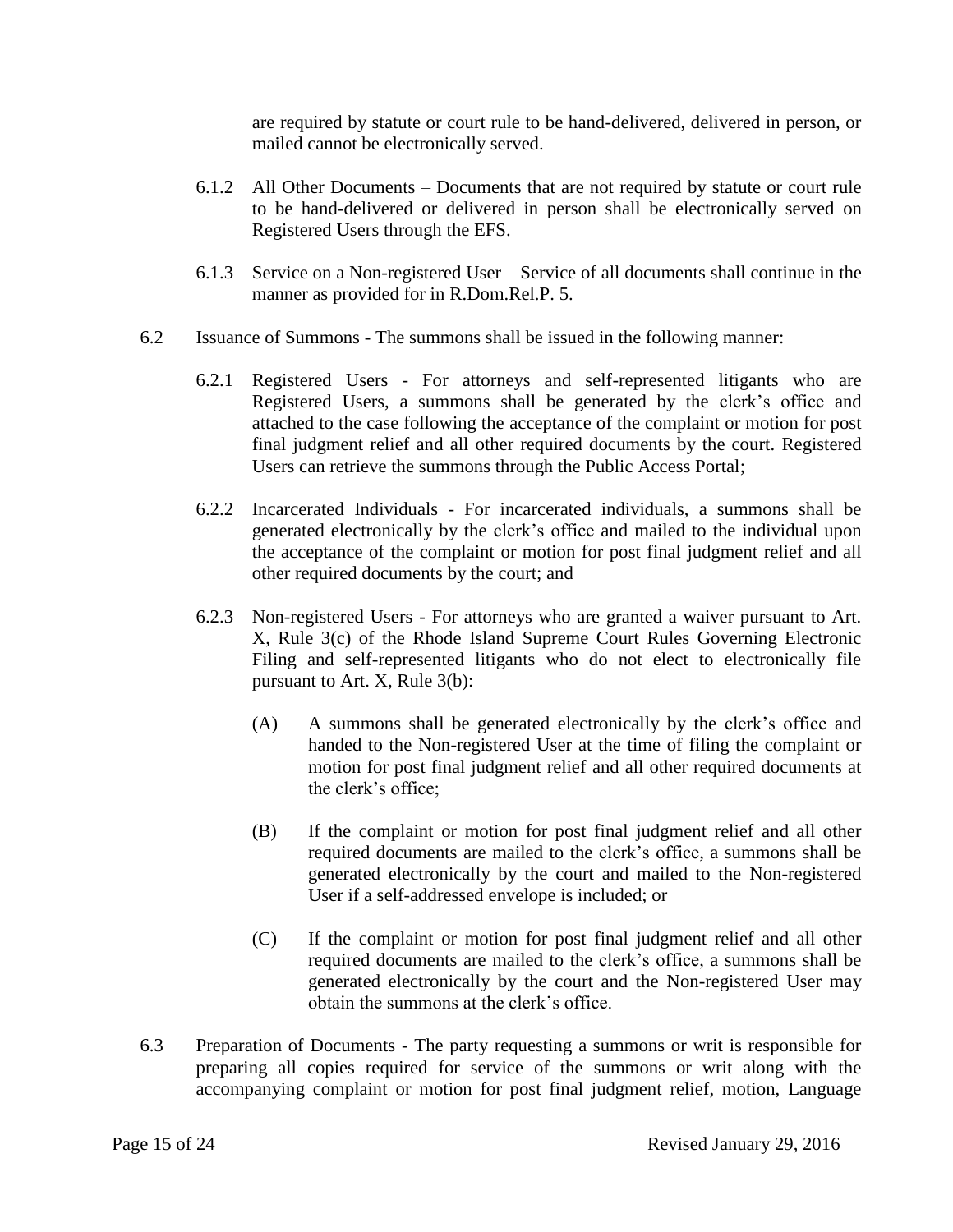are required by statute or court rule to be hand-delivered, delivered in person, or mailed cannot be electronically served.

6.1.2 All Other Documents – Documents that are not required by statute or court rule to be hand-delivered or delivered in person shall be electronically served on Registered Users through the EFS.

6.1.3 Service on a Non-registered User – Service of all documents shall continue in the manner as provided for in R.Dom.Rel.P. 5.

6.2 Issuance of Summons - The summons shall be issued in the following manner:

6.2.1 Registered Users - For attorneys and self-represented litigants who are Registered Users, a summons shall be generated by the clerk's office and attached to the case following the acceptance of the complaint or motion for post final judgment relief and all other required documents by the court. Registered Users can retrieve the summons through the Public Access Portal;

6.2.2 Incarcerated Individuals - For incarcerated individuals, a summons shall be generated electronically by the clerk's office and mailed to the individual upon the acceptance of the complaint or motion for post final judgment relief and all other required documents by the court; and

6.2.3 Non-registered Users - For attorneys who are granted a waiver pursuant to Art. X, Rule 3(c) of the Rhode Island Supreme Court Rules Governing Electronic Filing and self-represented litigants who do not elect to electronically file pursuant to Art. X, Rule 3(b):

(A) A summons shall be generated electronically by the clerk's office and handed to the Non-registered User at the time of filing the complaint or motion for post final judgment relief and all other required documents at the clerk's office;

(B) If the complaint or motion for post final judgment relief and all other required documents are mailed to the clerk's office, a summons shall be generated electronically by the court and mailed to the Non-registered User if a self-addressed envelope is included; or

(C) If the complaint or motion for post final judgment relief and all other required documents are mailed to the clerk's office, a summons shall be generated electronically by the court and the Non-registered User may obtain the summons at the clerk's office.

6.3 Preparation of Documents - The party requesting a summons or writ is responsible for preparing all copies required for service of the summons or writ along with the accompanying complaint or motion for post final judgment relief, motion, Language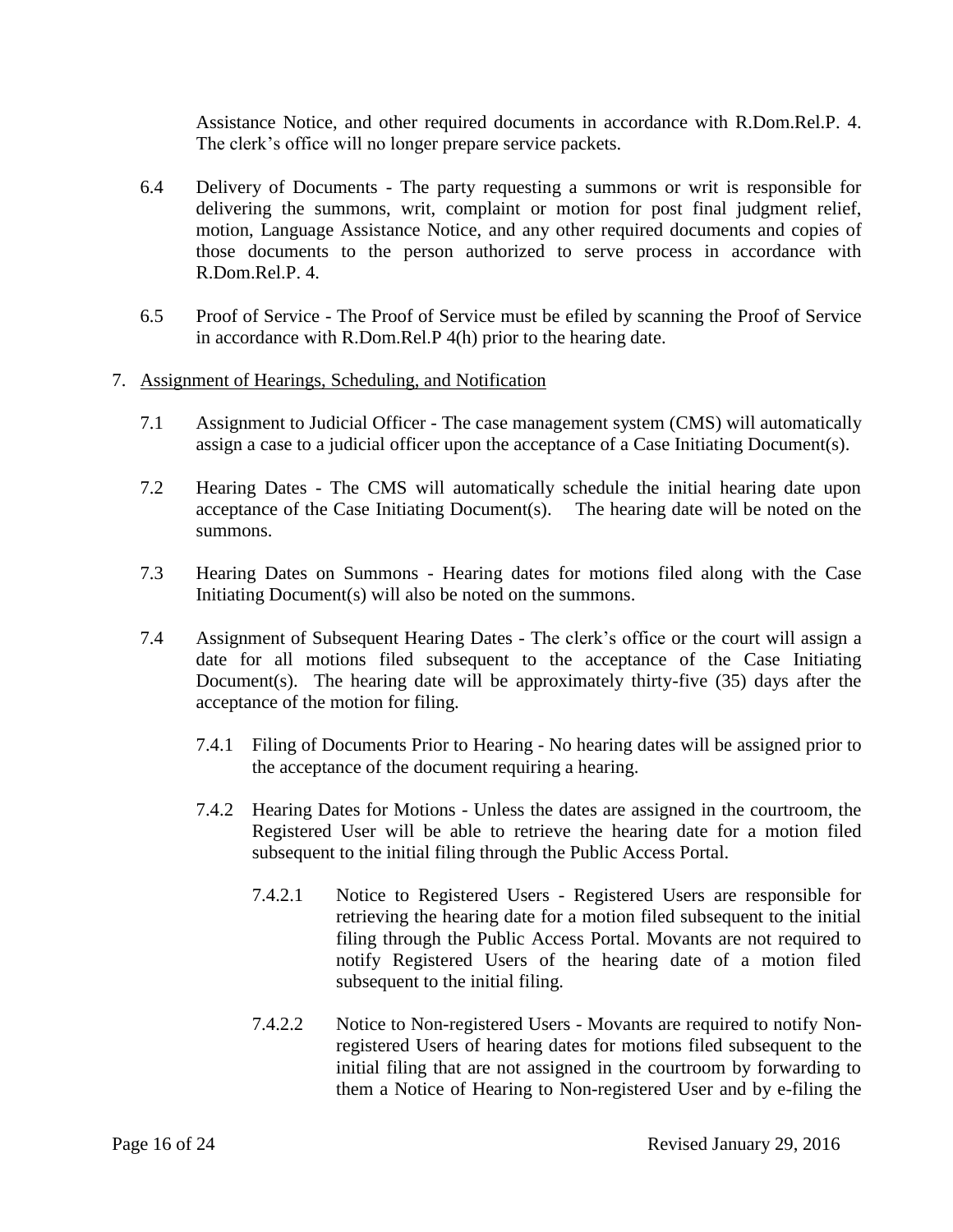Assistance Notice, and other required documents in accordance with R.Dom.Rel.P. 4. The clerk's office will no longer prepare service packets.

6.4 Delivery of Documents - The party requesting a summons or writ is responsible for delivering the summons, writ, complaint or motion for post final judgment relief, motion, Language Assistance Notice, and any other required documents and copies of those documents to the person authorized to serve process in accordance with R.Dom.Rel.P. 4.

6.5 Proof of Service - The Proof of Service must be efiled by scanning the Proof of Service in accordance with R.Dom.Rel.P 4(h) prior to the hearing date.

7. <u>Assignment of Hearings, Scheduling, and Notification</u>

7.1 Assignment to Judicial Officer - The case management system (CMS) will automatically assign a case to a judicial officer upon the acceptance of a Case Initiating Document(s).

7.2 Hearing Dates - The CMS will automatically schedule the initial hearing date upon acceptance of the Case Initiating Document(s). The hearing date will be noted on the summons.

7.3 Hearing Dates on Summons - Hearing dates for motions filed along with the Case Initiating Document(s) will also be noted on the summons.

7.4 Assignment of Subsequent Hearing Dates - The clerk's office or the court will assign a date for all motions filed subsequent to the acceptance of the Case Initiating Document(s). The hearing date will be approximately thirty-five (35) days after the acceptance of the motion for filing.

7.4.1 Filing of Documents Prior to Hearing - No hearing dates will be assigned prior to the acceptance of the document requiring a hearing.

7.4.2 Hearing Dates for Motions - Unless the dates are assigned in the courtroom, the Registered User will be able to retrieve the hearing date for a motion filed subsequent to the initial filing through the Public Access Portal.

7.4.2.1 Notice to Registered Users - Registered Users are responsible for retrieving the hearing date for a motion filed subsequent to the initial filing through the Public Access Portal. Movants are not required to notify Registered Users of the hearing date of a motion filed subsequent to the initial filing.

7.4.2.2 Notice to Non-registered Users - Movants are required to notify Non-registered Users of hearing dates for motions filed subsequent to the initial filing that are not assigned in the courtroom by forwarding to them a Notice of Hearing to Non-registered User and by e-filing the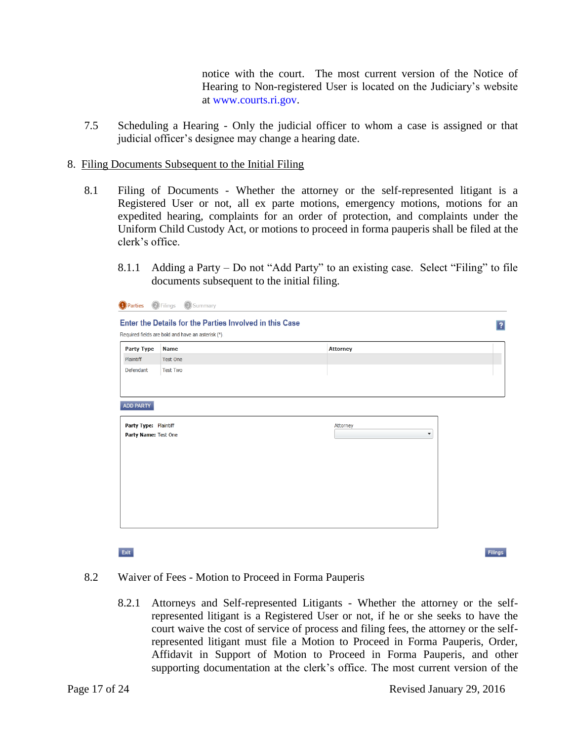notice with the court. The most current version of the Notice of Hearing to Non-registered User is located on the Judiciary's website at www.courts.ri.gov.

7.5 Scheduling a Hearing - Only the judicial officer to whom a case is assigned or that judicial officer's designee may change a hearing date.

## 8. Filing Documents Subsequent to the Initial Filing

8.1 Filing of Documents - Whether the attorney or the self-represented litigant is a Registered User or not, all ex parte motions, emergency motions, motions for an expedited hearing, complaints for an order of protection, and complaints under the Uniform Child Custody Act, or motions to proceed in forma pauperis shall be filed at the clerk's office.

8.1.1 Adding a Party – Do not "Add Party" to an existing case. Select "Filing" to file documents subsequent to the initial filing.

1 Parties 2 Filings 3 Summary

**Enter the Details for the Parties Involved in this Case**

Required fields are bold and have an asterisk (*).

| Party Type | Name | Attorney |
|---|---|---|
| Plaintiff | Test One | |
| Defendant | Test Two | |

ADD PARTY

**Party Type:** Plaintiff
**Party Name:** Test One
Attorney

Exit Filings

8.2 Waiver of Fees - Motion to Proceed in Forma Pauperis

8.2.1 Attorneys and Self-represented Litigants - Whether the attorney or the self-represented litigant is a Registered User or not, if he or she seeks to have the court waive the cost of service of process and filing fees, the attorney or the self-represented litigant must file a Motion to Proceed in Forma Pauperis, Order, Affidavit in Support of Motion to Proceed in Forma Pauperis, and other supporting documentation at the clerk's office. The most current version of the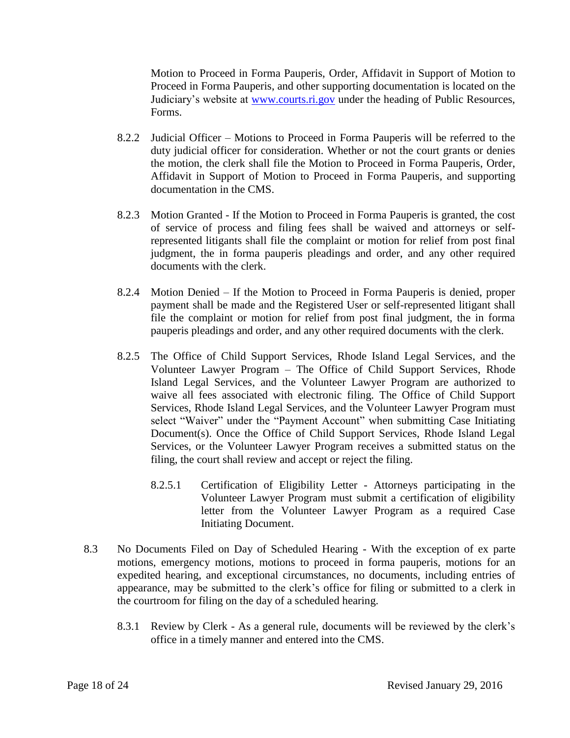Motion to Proceed in Forma Pauperis, Order, Affidavit in Support of Motion to Proceed in Forma Pauperis, and other supporting documentation is located on the Judiciary's website at [www.courts.ri.gov](http://www.courts.ri.gov) under the heading of Public Resources, Forms.

8.2.2 Judicial Officer – Motions to Proceed in Forma Pauperis will be referred to the duty judicial officer for consideration. Whether or not the court grants or denies the motion, the clerk shall file the Motion to Proceed in Forma Pauperis, Order, Affidavit in Support of Motion to Proceed in Forma Pauperis, and supporting documentation in the CMS.

8.2.3 Motion Granted - If the Motion to Proceed in Forma Pauperis is granted, the cost of service of process and filing fees shall be waived and attorneys or self-represented litigants shall file the complaint or motion for relief from post final judgment, the in forma pauperis pleadings and order, and any other required documents with the clerk.

8.2.4 Motion Denied – If the Motion to Proceed in Forma Pauperis is denied, proper payment shall be made and the Registered User or self-represented litigant shall file the complaint or motion for relief from post final judgment, the in forma pauperis pleadings and order, and any other required documents with the clerk.

8.2.5 The Office of Child Support Services, Rhode Island Legal Services, and the Volunteer Lawyer Program – The Office of Child Support Services, Rhode Island Legal Services, and the Volunteer Lawyer Program are authorized to waive all fees associated with electronic filing. The Office of Child Support Services, Rhode Island Legal Services, and the Volunteer Lawyer Program must select "Waiver" under the "Payment Account" when submitting Case Initiating Document(s). Once the Office of Child Support Services, Rhode Island Legal Services, or the Volunteer Lawyer Program receives a submitted status on the filing, the court shall review and accept or reject the filing.

8.2.5.1 Certification of Eligibility Letter - Attorneys participating in the Volunteer Lawyer Program must submit a certification of eligibility letter from the Volunteer Lawyer Program as a required Case Initiating Document.

8.3 No Documents Filed on Day of Scheduled Hearing - With the exception of ex parte motions, emergency motions, motions to proceed in forma pauperis, motions for an expedited hearing, and exceptional circumstances, no documents, including entries of appearance, may be submitted to the clerk's office for filing or submitted to a clerk in the courtroom for filing on the day of a scheduled hearing.

8.3.1 Review by Clerk - As a general rule, documents will be reviewed by the clerk's office in a timely manner and entered into the CMS.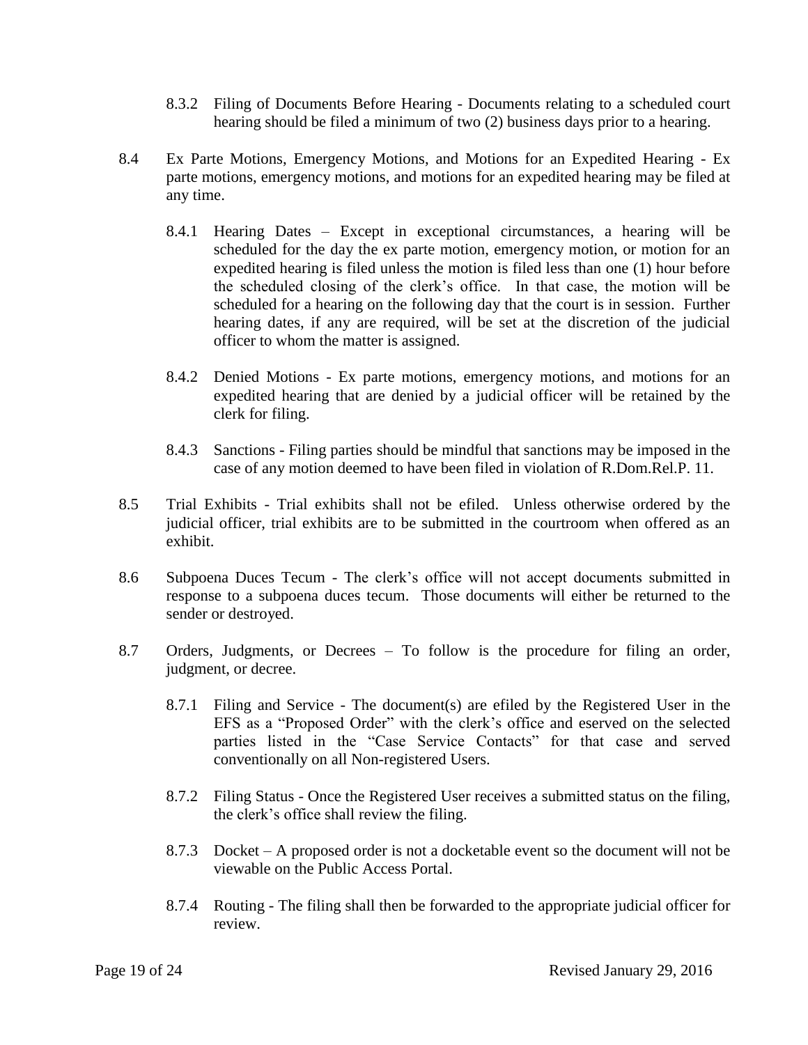8.3.2 Filing of Documents Before Hearing - Documents relating to a scheduled court hearing should be filed a minimum of two (2) business days prior to a hearing.

8.4 Ex Parte Motions, Emergency Motions, and Motions for an Expedited Hearing - Ex parte motions, emergency motions, and motions for an expedited hearing may be filed at any time.

8.4.1 Hearing Dates – Except in exceptional circumstances, a hearing will be scheduled for the day the ex parte motion, emergency motion, or motion for an expedited hearing is filed unless the motion is filed less than one (1) hour before the scheduled closing of the clerk's office. In that case, the motion will be scheduled for a hearing on the following day that the court is in session. Further hearing dates, if any are required, will be set at the discretion of the judicial officer to whom the matter is assigned.

8.4.2 Denied Motions - Ex parte motions, emergency motions, and motions for an expedited hearing that are denied by a judicial officer will be retained by the clerk for filing.

8.4.3 Sanctions - Filing parties should be mindful that sanctions may be imposed in the case of any motion deemed to have been filed in violation of R.Dom.Rel.P. 11.

8.5 Trial Exhibits - Trial exhibits shall not be efiled. Unless otherwise ordered by the judicial officer, trial exhibits are to be submitted in the courtroom when offered as an exhibit.

8.6 Subpoena Duces Tecum - The clerk's office will not accept documents submitted in response to a subpoena duces tecum. Those documents will either be returned to the sender or destroyed.

8.7 Orders, Judgments, or Decrees – To follow is the procedure for filing an order, judgment, or decree.

8.7.1 Filing and Service - The document(s) are efiled by the Registered User in the EFS as a "Proposed Order" with the clerk's office and eserved on the selected parties listed in the "Case Service Contacts" for that case and served conventionally on all Non-registered Users.

8.7.2 Filing Status - Once the Registered User receives a submitted status on the filing, the clerk's office shall review the filing.

8.7.3 Docket – A proposed order is not a docketable event so the document will not be viewable on the Public Access Portal.

8.7.4 Routing - The filing shall then be forwarded to the appropriate judicial officer for review.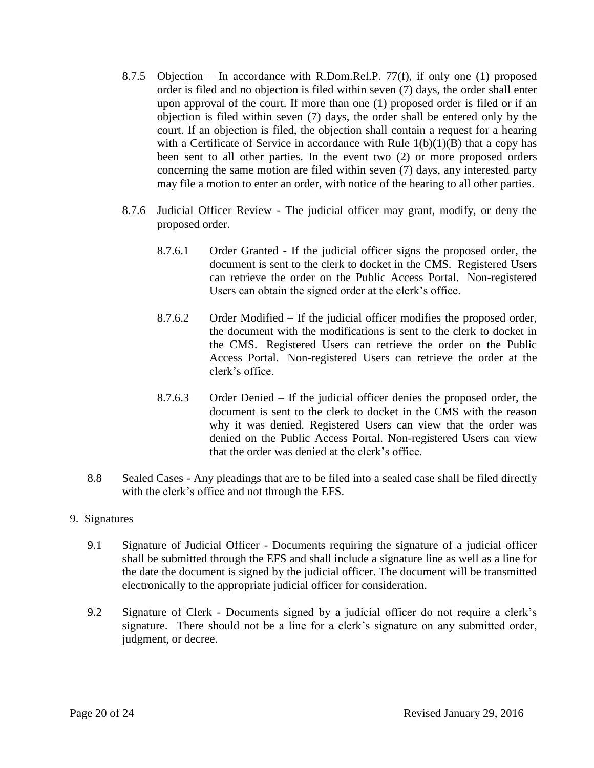8.7.5 Objection – In accordance with R.Dom.Rel.P. 77(f), if only one (1) proposed order is filed and no objection is filed within seven (7) days, the order shall enter upon approval of the court. If more than one (1) proposed order is filed or if an objection is filed within seven (7) days, the order shall be entered only by the court. If an objection is filed, the objection shall contain a request for a hearing with a Certificate of Service in accordance with Rule 1(b)(1)(B) that a copy has been sent to all other parties. In the event two (2) or more proposed orders concerning the same motion are filed within seven (7) days, any interested party may file a motion to enter an order, with notice of the hearing to all other parties.

8.7.6 Judicial Officer Review - The judicial officer may grant, modify, or deny the proposed order.

8.7.6.1 Order Granted - If the judicial officer signs the proposed order, the document is sent to the clerk to docket in the CMS. Registered Users can retrieve the order on the Public Access Portal. Non-registered Users can obtain the signed order at the clerk's office.

8.7.6.2 Order Modified – If the judicial officer modifies the proposed order, the document with the modifications is sent to the clerk to docket in the CMS. Registered Users can retrieve the order on the Public Access Portal. Non-registered Users can retrieve the order at the clerk's office.

8.7.6.3 Order Denied – If the judicial officer denies the proposed order, the document is sent to the clerk to docket in the CMS with the reason why it was denied. Registered Users can view that the order was denied on the Public Access Portal. Non-registered Users can view that the order was denied at the clerk's office.

8.8 Sealed Cases - Any pleadings that are to be filed into a sealed case shall be filed directly with the clerk's office and not through the EFS.

## 9. Signatures

9.1 Signature of Judicial Officer - Documents requiring the signature of a judicial officer shall be submitted through the EFS and shall include a signature line as well as a line for the date the document is signed by the judicial officer. The document will be transmitted electronically to the appropriate judicial officer for consideration.

9.2 Signature of Clerk - Documents signed by a judicial officer do not require a clerk's signature. There should not be a line for a clerk's signature on any submitted order, judgment, or decree.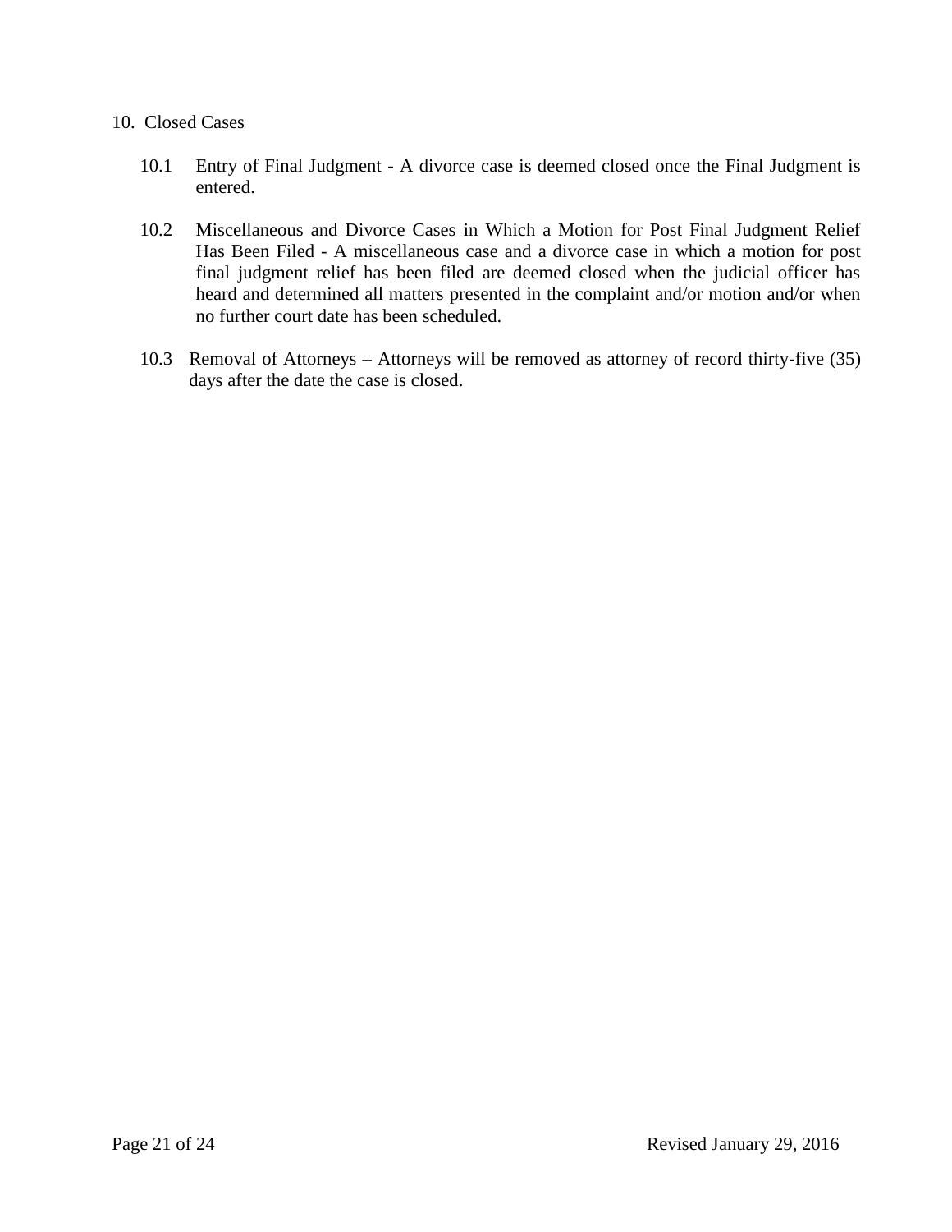10. <u>Closed Cases</u>

10.1 Entry of Final Judgment - A divorce case is deemed closed once the Final Judgment is entered.

10.2 Miscellaneous and Divorce Cases in Which a Motion for Post Final Judgment Relief Has Been Filed - A miscellaneous case and a divorce case in which a motion for post final judgment relief has been filed are deemed closed when the judicial officer has heard and determined all matters presented in the complaint and/or motion and/or when no further court date has been scheduled.

10.3 Removal of Attorneys – Attorneys will be removed as attorney of record thirty-five (35) days after the date the case is closed.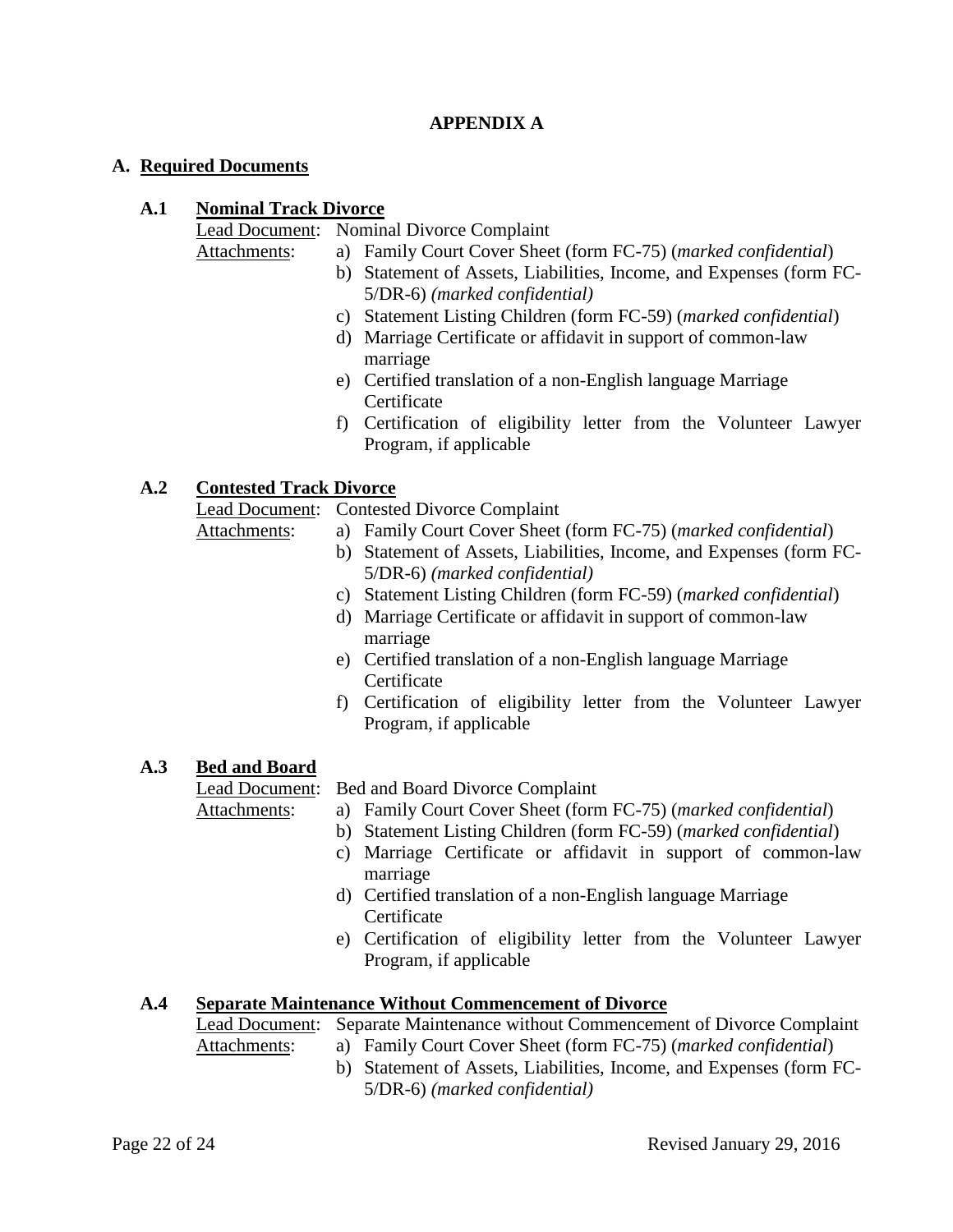# APPENDIX A

## A. Required Documents

### A.1 Nominal Track Divorce

Lead Document: Nominal Divorce Complaint

Attachments:

a) Family Court Cover Sheet (form FC-75) (*marked confidential*)
b) Statement of Assets, Liabilities, Income, and Expenses (form FC-5/DR-6) *(marked confidential)*
c) Statement Listing Children (form FC-59) (*marked confidential*)
d) Marriage Certificate or affidavit in support of common-law marriage
e) Certified translation of a non-English language Marriage Certificate
f) Certification of eligibility letter from the Volunteer Lawyer Program, if applicable

### A.2 Contested Track Divorce

Lead Document: Contested Divorce Complaint

Attachments:

a) Family Court Cover Sheet (form FC-75) (*marked confidential*)
b) Statement of Assets, Liabilities, Income, and Expenses (form FC-5/DR-6) *(marked confidential)*
c) Statement Listing Children (form FC-59) (*marked confidential*)
d) Marriage Certificate or affidavit in support of common-law marriage
e) Certified translation of a non-English language Marriage Certificate
f) Certification of eligibility letter from the Volunteer Lawyer Program, if applicable

### A.3 Bed and Board

Lead Document: Bed and Board Divorce Complaint

Attachments:

a) Family Court Cover Sheet (form FC-75) (*marked confidential*)
b) Statement Listing Children (form FC-59) (*marked confidential*)
c) Marriage Certificate or affidavit in support of common-law marriage
d) Certified translation of a non-English language Marriage Certificate
e) Certification of eligibility letter from the Volunteer Lawyer Program, if applicable

### A.4 Separate Maintenance Without Commencement of Divorce

Lead Document: Separate Maintenance without Commencement of Divorce Complaint

Attachments:

a) Family Court Cover Sheet (form FC-75) (*marked confidential*)
b) Statement of Assets, Liabilities, Income, and Expenses (form FC-5/DR-6) *(marked confidential)*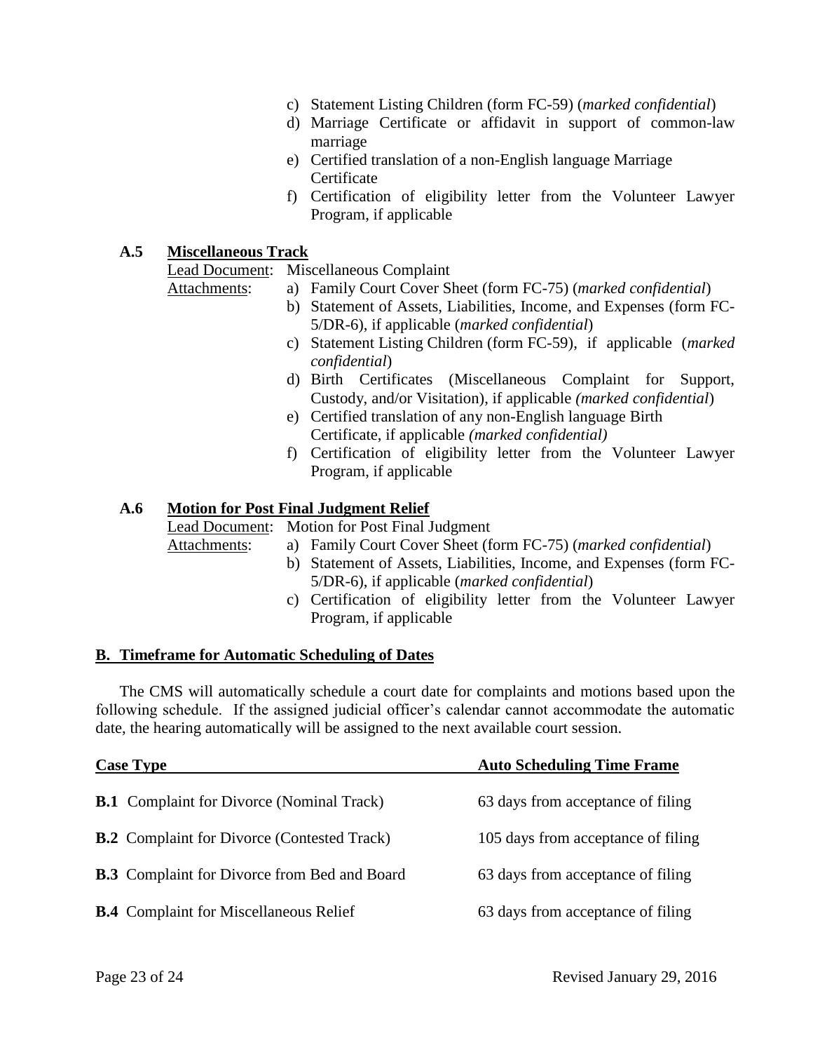c) Statement Listing Children (form FC-59) (*marked confidential*)
d) Marriage Certificate or affidavit in support of common-law marriage
e) Certified translation of a non-English language Marriage Certificate
f) Certification of eligibility letter from the Volunteer Lawyer Program, if applicable

### A.5 Miscellaneous Track

Lead Document: Miscellaneous Complaint

Attachments:

a) Family Court Cover Sheet (form FC-75) (*marked confidential*)
b) Statement of Assets, Liabilities, Income, and Expenses (form FC-5/DR-6), if applicable (*marked confidential*)
c) Statement Listing Children (form FC-59), if applicable (*marked confidential*)
d) Birth Certificates (Miscellaneous Complaint for Support, Custody, and/or Visitation), if applicable (*marked confidential*)
e) Certified translation of any non-English language Birth Certificate, if applicable (*marked confidential)*
f) Certification of eligibility letter from the Volunteer Lawyer Program, if applicable

### A.6 Motion for Post Final Judgment Relief

Lead Document: Motion for Post Final Judgment

Attachments:

a) Family Court Cover Sheet (form FC-75) (*marked confidential*)
b) Statement of Assets, Liabilities, Income, and Expenses (form FC-5/DR-6), if applicable (*marked confidential*)
c) Certification of eligibility letter from the Volunteer Lawyer Program, if applicable

## B. Timeframe for Automatic Scheduling of Dates

The CMS will automatically schedule a court date for complaints and motions based upon the following schedule. If the assigned judicial officer's calendar cannot accommodate the automatic date, the hearing automatically will be assigned to the next available court session.

| Case Type | Auto Scheduling Time Frame |
|---|---|
| **B.1** Complaint for Divorce (Nominal Track) | 63 days from acceptance of filing |
| **B.2** Complaint for Divorce (Contested Track) | 105 days from acceptance of filing |
| **B.3** Complaint for Divorce from Bed and Board | 63 days from acceptance of filing |
| **B.4** Complaint for Miscellaneous Relief | 63 days from acceptance of filing |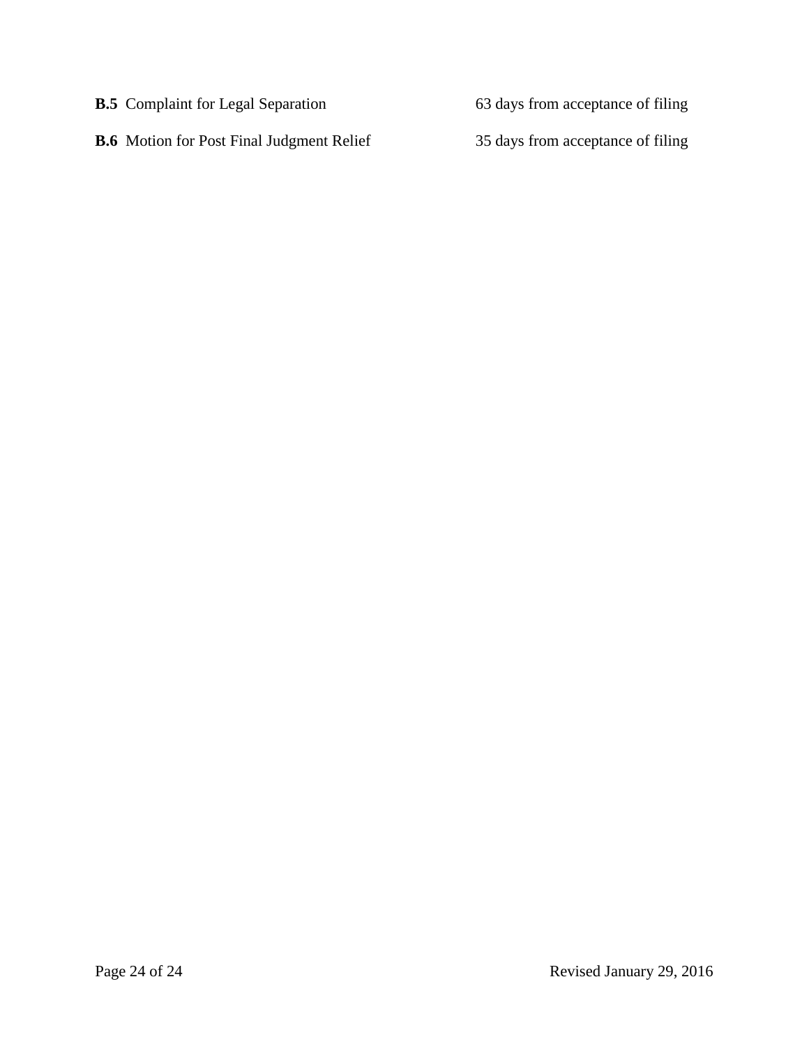**B.5** Complaint for Legal Separation 63 days from acceptance of filing

**B.6** Motion for Post Final Judgment Relief 35 days from acceptance of filing